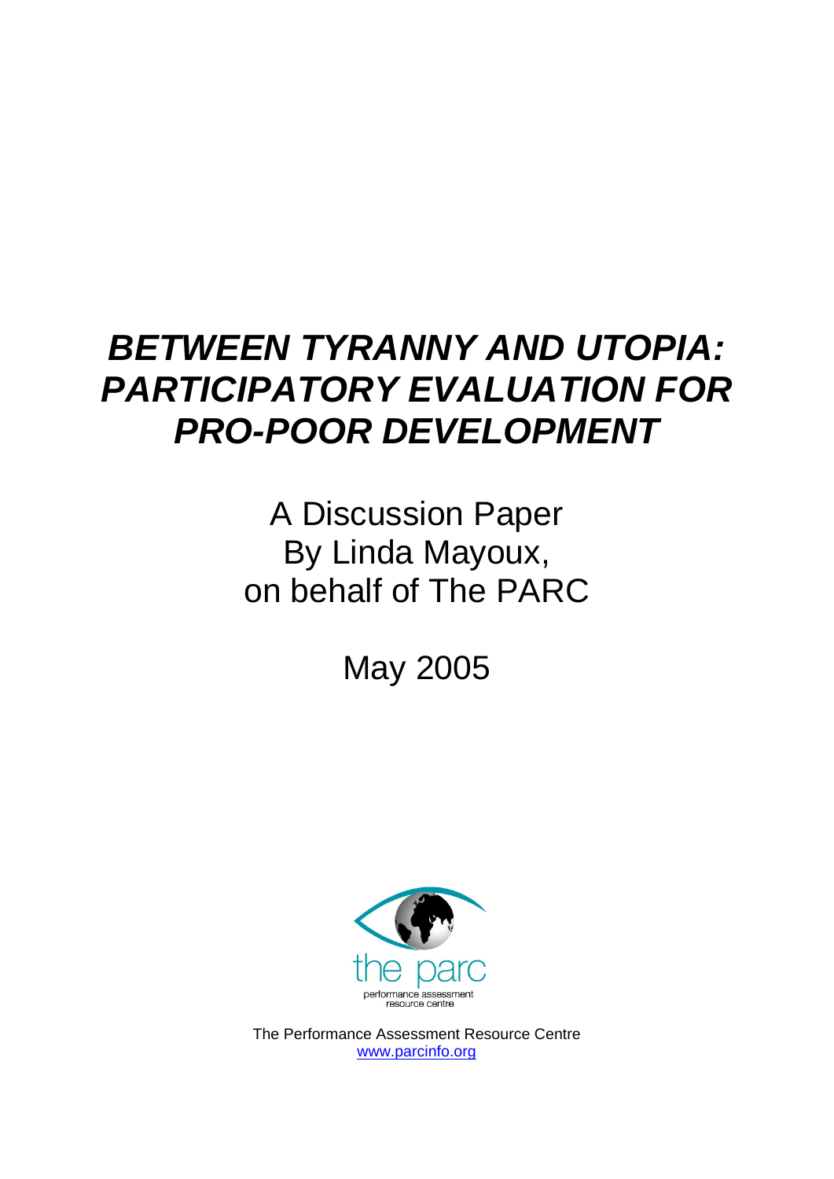# *BETWEEN TYRANNY AND UTOPIA: PARTICIPATORY EVALUATION FOR PRO-POOR DEVELOPMENT*

A Discussion Paper
By Linda Mayoux,
on behalf of The PARC

May 2005

the parc
performance assessment
resource centre

The Performance Assessment Resource Centre
www.parcinfo.org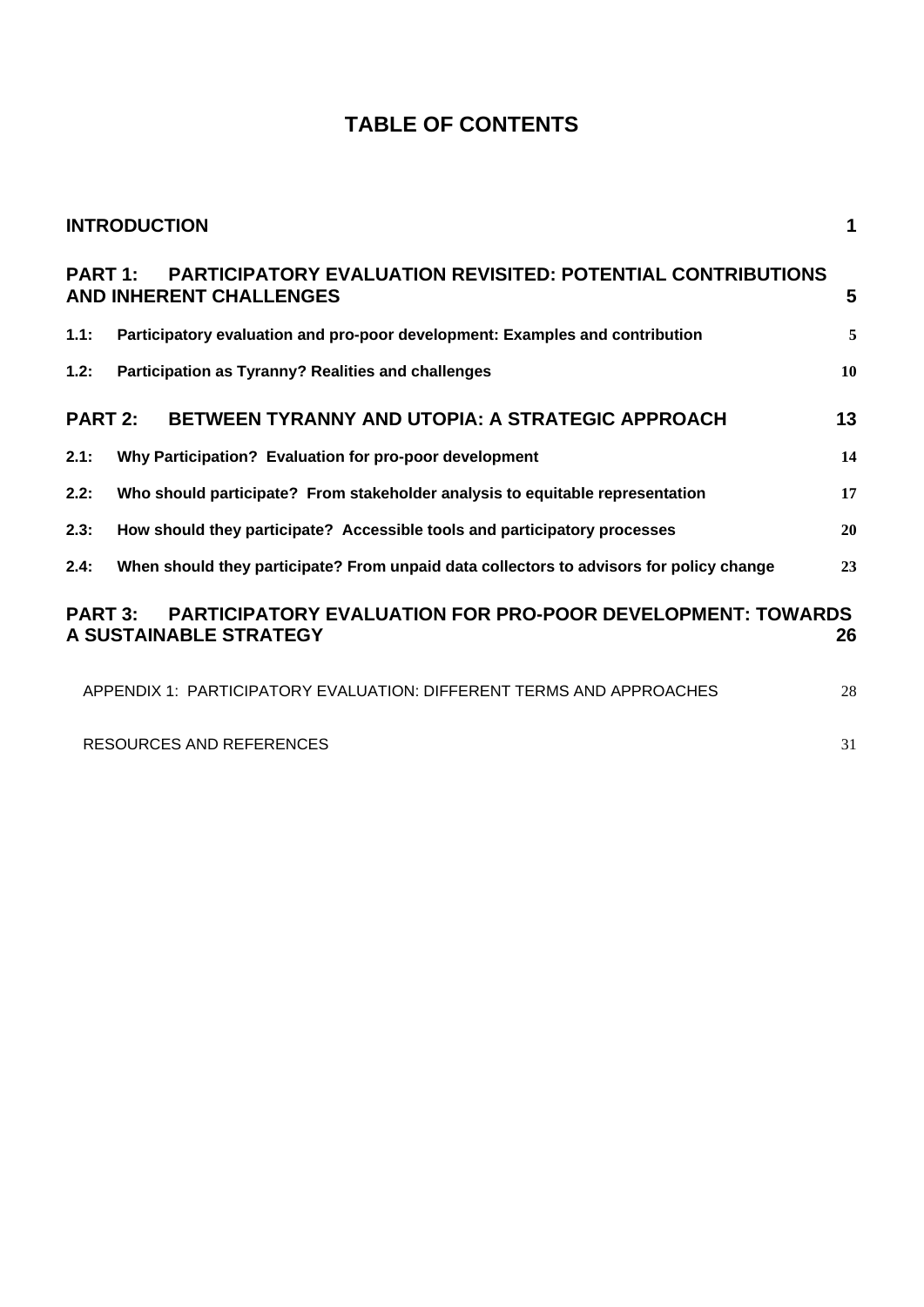# TABLE OF CONTENTS

**INTRODUCTION** 1

**PART 1: PARTICIPATORY EVALUATION REVISITED: POTENTIAL CONTRIBUTIONS AND INHERENT CHALLENGES** 5

**1.1: Participatory evaluation and pro-poor development: Examples and contribution** 5

**1.2: Participation as Tyranny? Realities and challenges** 10

**PART 2: BETWEEN TYRANNY AND UTOPIA: A STRATEGIC APPROACH** 13

**2.1: Why Participation? Evaluation for pro-poor development** 14

**2.2: Who should participate? From stakeholder analysis to equitable representation** 17

**2.3: How should they participate? Accessible tools and participatory processes** 20

**2.4: When should they participate? From unpaid data collectors to advisors for policy change** 23

**PART 3: PARTICIPATORY EVALUATION FOR PRO-POOR DEVELOPMENT: TOWARDS A SUSTAINABLE STRATEGY** 26

APPENDIX 1: PARTICIPATORY EVALUATION: DIFFERENT TERMS AND APPROACHES 28

RESOURCES AND REFERENCES 31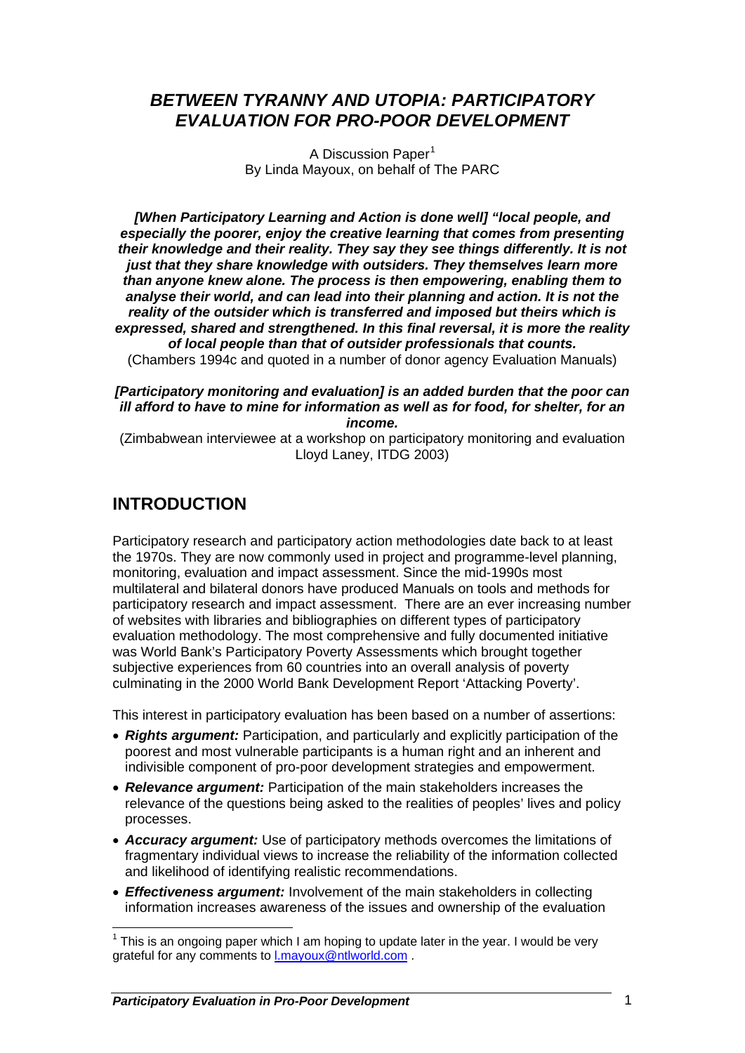# *BETWEEN TYRANNY AND UTOPIA: PARTICIPATORY EVALUATION FOR PRO-POOR DEVELOPMENT*

A Discussion Paper[1]
By Linda Mayoux, on behalf of The PARC

***[When Participatory Learning and Action is done well] "local people, and especially the poorer, enjoy the creative learning that comes from presenting their knowledge and their reality. They say they see things differently. It is not just that they share knowledge with outsiders. They themselves learn more than anyone knew alone. The process is then empowering, enabling them to analyse their world, and can lead into their planning and action. It is not the reality of the outsider which is transferred and imposed but theirs which is expressed, shared and strengthened. In this final reversal, it is more the reality of local people than that of outsider professionals that counts.***
(Chambers 1994c and quoted in a number of donor agency Evaluation Manuals)

***[Participatory monitoring and evaluation] is an added burden that the poor can ill afford to have to mine for information as well as for food, for shelter, for an income.***
(Zimbabwean interviewee at a workshop on participatory monitoring and evaluation Lloyd Laney, ITDG 2003)

## INTRODUCTION

Participatory research and participatory action methodologies date back to at least the 1970s. They are now commonly used in project and programme-level planning, monitoring, evaluation and impact assessment. Since the mid-1990s most multilateral and bilateral donors have produced Manuals on tools and methods for participatory research and impact assessment. There are an ever increasing number of websites with libraries and bibliographies on different types of participatory evaluation methodology. The most comprehensive and fully documented initiative was World Bank's Participatory Poverty Assessments which brought together subjective experiences from 60 countries into an overall analysis of poverty culminating in the 2000 World Bank Development Report 'Attacking Poverty'.

This interest in participatory evaluation has been based on a number of assertions:

- ***Rights argument:*** Participation, and particularly and explicitly participation of the poorest and most vulnerable participants is a human right and an inherent and indivisible component of pro-poor development strategies and empowerment.
- ***Relevance argument:*** Participation of the main stakeholders increases the relevance of the questions being asked to the realities of peoples' lives and policy processes.
- ***Accuracy argument:*** Use of participatory methods overcomes the limitations of fragmentary individual views to increase the reliability of the information collected and likelihood of identifying realistic recommendations.
- ***Effectiveness argument:*** Involvement of the main stakeholders in collecting information increases awareness of the issues and ownership of the evaluation

[1] This is an ongoing paper which I am hoping to update later in the year. I would be very grateful for any comments to l.mayoux@ntlworld.com .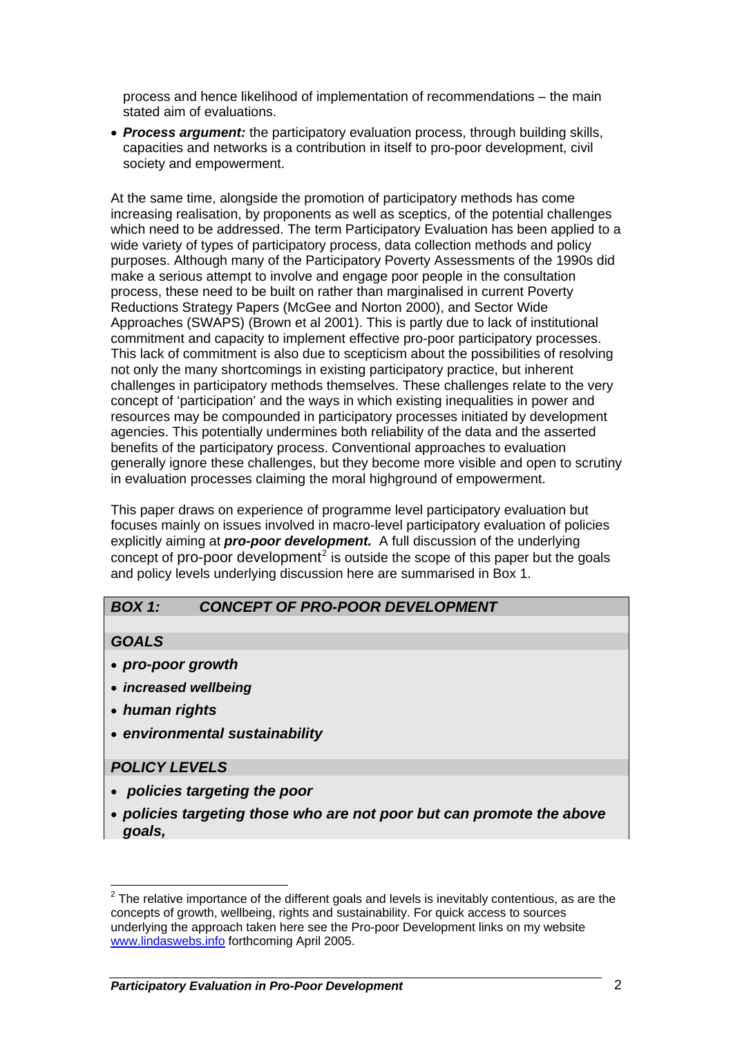process and hence likelihood of implementation of recommendations – the main stated aim of evaluations.

- ***Process argument:*** the participatory evaluation process, through building skills, capacities and networks is a contribution in itself to pro-poor development, civil society and empowerment.

At the same time, alongside the promotion of participatory methods has come increasing realisation, by proponents as well as sceptics, of the potential challenges which need to be addressed. The term Participatory Evaluation has been applied to a wide variety of types of participatory process, data collection methods and policy purposes. Although many of the Participatory Poverty Assessments of the 1990s did make a serious attempt to involve and engage poor people in the consultation process, these need to be built on rather than marginalised in current Poverty Reductions Strategy Papers (McGee and Norton 2000), and Sector Wide Approaches (SWAPS) (Brown et al 2001). This is partly due to lack of institutional commitment and capacity to implement effective pro-poor participatory processes. This lack of commitment is also due to scepticism about the possibilities of resolving not only the many shortcomings in existing participatory practice, but inherent challenges in participatory methods themselves. These challenges relate to the very concept of 'participation' and the ways in which existing inequalities in power and resources may be compounded in participatory processes initiated by development agencies. This potentially undermines both reliability of the data and the asserted benefits of the participatory process. Conventional approaches to evaluation generally ignore these challenges, but they become more visible and open to scrutiny in evaluation processes claiming the moral highground of empowerment.

This paper draws on experience of programme level participatory evaluation but focuses mainly on issues involved in macro-level participatory evaluation of policies explicitly aiming at ***pro-poor development.*** A full discussion of the underlying concept of pro-poor development[2] is outside the scope of this paper but the goals and policy levels underlying discussion here are summarised in Box 1.

***BOX 1: CONCEPT OF PRO-POOR DEVELOPMENT***

***GOALS***

- ***pro-poor growth***
- ***increased wellbeing***
- ***human rights***
- ***environmental sustainability***

***POLICY LEVELS***

- ***policies targeting the poor***
- ***policies targeting those who are not poor but can promote the above goals,***

[2] The relative importance of the different goals and levels is inevitably contentious, as are the concepts of growth, wellbeing, rights and sustainability. For quick access to sources underlying the approach taken here see the Pro-poor Development links on my website www.lindaswebs.info forthcoming April 2005.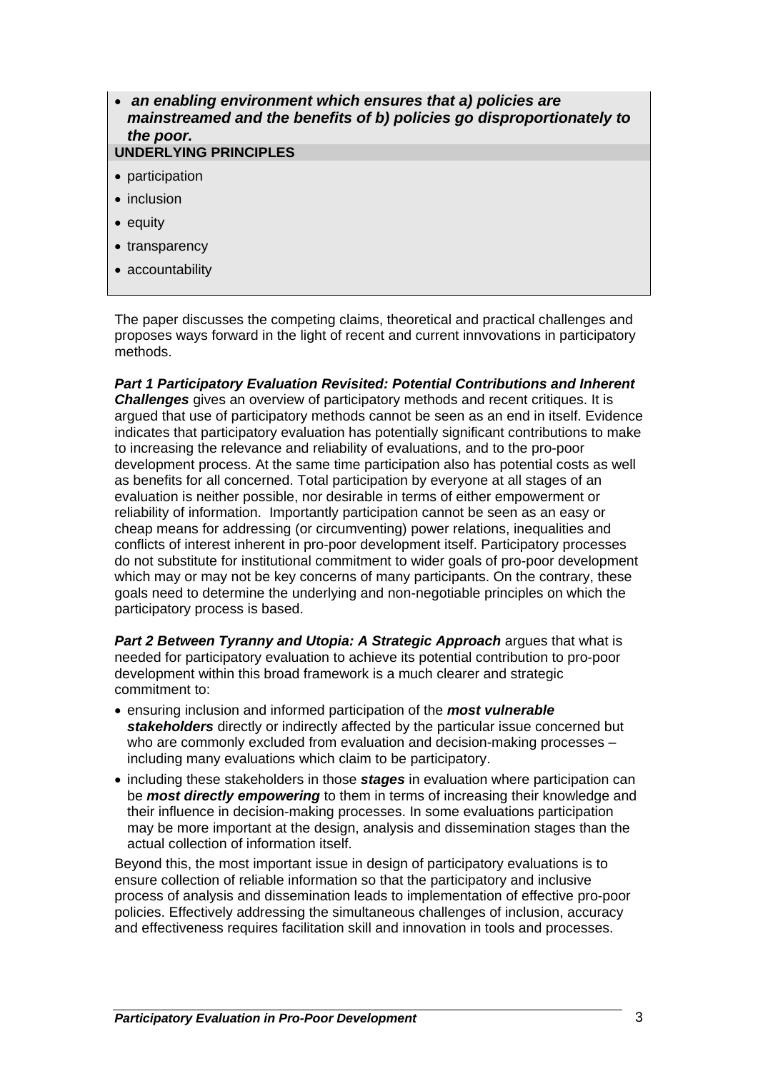- ***an enabling environment which ensures that a) policies are mainstreamed and the benefits of b) policies go disproportionately to the poor.***

**UNDERLYING PRINCIPLES**

- participation
- inclusion
- equity
- transparency
- accountability

The paper discusses the competing claims, theoretical and practical challenges and proposes ways forward in the light of recent and current innvovations in participatory methods.

***Part 1 Participatory Evaluation Revisited: Potential Contributions and Inherent Challenges*** gives an overview of participatory methods and recent critiques. It is argued that use of participatory methods cannot be seen as an end in itself. Evidence indicates that participatory evaluation has potentially significant contributions to make to increasing the relevance and reliability of evaluations, and to the pro-poor development process. At the same time participation also has potential costs as well as benefits for all concerned. Total participation by everyone at all stages of an evaluation is neither possible, nor desirable in terms of either empowerment or reliability of information. Importantly participation cannot be seen as an easy or cheap means for addressing (or circumventing) power relations, inequalities and conflicts of interest inherent in pro-poor development itself. Participatory processes do not substitute for institutional commitment to wider goals of pro-poor development which may or may not be key concerns of many participants. On the contrary, these goals need to determine the underlying and non-negotiable principles on which the participatory process is based.

***Part 2 Between Tyranny and Utopia: A Strategic Approach*** argues that what is needed for participatory evaluation to achieve its potential contribution to pro-poor development within this broad framework is a much clearer and strategic commitment to:

- ensuring inclusion and informed participation of the ***most vulnerable stakeholders*** directly or indirectly affected by the particular issue concerned but who are commonly excluded from evaluation and decision-making processes – including many evaluations which claim to be participatory.
- including these stakeholders in those ***stages*** in evaluation where participation can be ***most directly empowering*** to them in terms of increasing their knowledge and their influence in decision-making processes. In some evaluations participation may be more important at the design, analysis and dissemination stages than the actual collection of information itself.

Beyond this, the most important issue in design of participatory evaluations is to ensure collection of reliable information so that the participatory and inclusive process of analysis and dissemination leads to implementation of effective pro-poor policies. Effectively addressing the simultaneous challenges of inclusion, accuracy and effectiveness requires facilitation skill and innovation in tools and processes.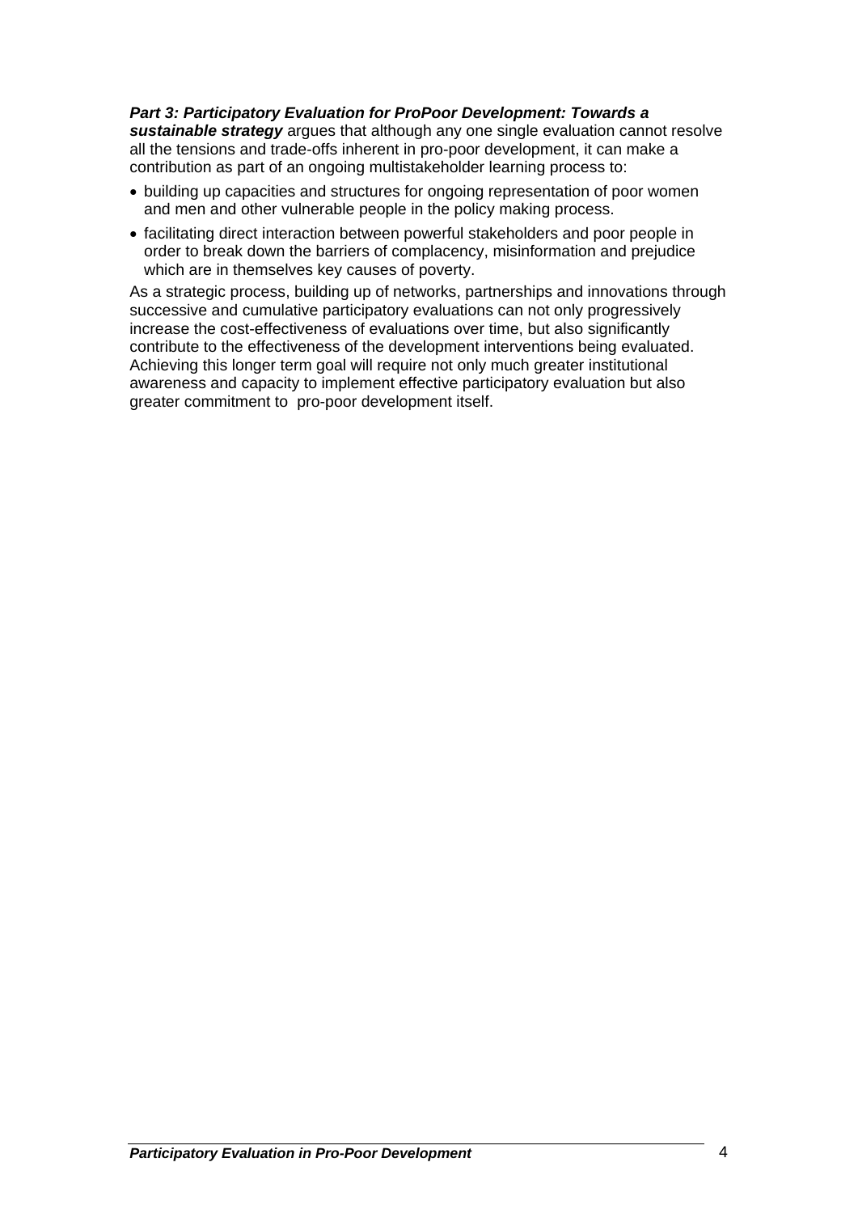***Part 3: Participatory Evaluation for ProPoor Development: Towards a sustainable strategy*** argues that although any one single evaluation cannot resolve all the tensions and trade-offs inherent in pro-poor development, it can make a contribution as part of an ongoing multistakeholder learning process to:

- building up capacities and structures for ongoing representation of poor women and men and other vulnerable people in the policy making process.
- facilitating direct interaction between powerful stakeholders and poor people in order to break down the barriers of complacency, misinformation and prejudice which are in themselves key causes of poverty.

As a strategic process, building up of networks, partnerships and innovations through successive and cumulative participatory evaluations can not only progressively increase the cost-effectiveness of evaluations over time, but also significantly contribute to the effectiveness of the development interventions being evaluated. Achieving this longer term goal will require not only much greater institutional awareness and capacity to implement effective participatory evaluation but also greater commitment to pro-poor development itself.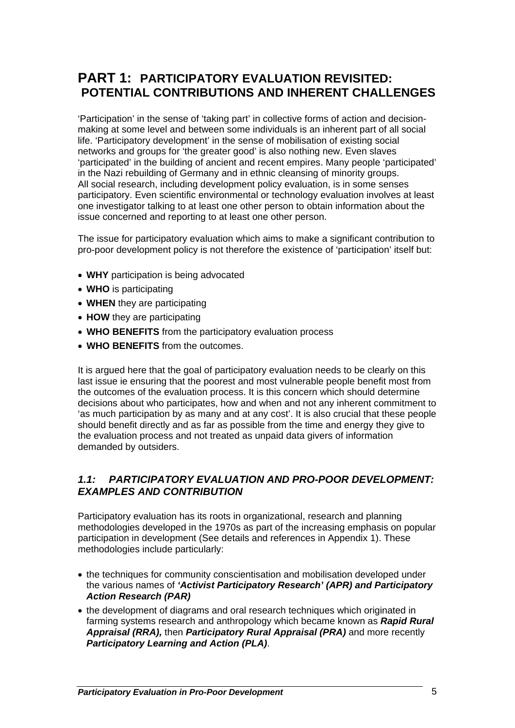# PART 1: PARTICIPATORY EVALUATION REVISITED: POTENTIAL CONTRIBUTIONS AND INHERENT CHALLENGES

'Participation' in the sense of 'taking part' in collective forms of action and decision-making at some level and between some individuals is an inherent part of all social life. 'Participatory development' in the sense of mobilisation of existing social networks and groups for 'the greater good' is also nothing new. Even slaves 'participated' in the building of ancient and recent empires. Many people 'participated' in the Nazi rebuilding of Germany and in ethnic cleansing of minority groups. All social research, including development policy evaluation, is in some senses participatory. Even scientific environmental or technology evaluation involves at least one investigator talking to at least one other person to obtain information about the issue concerned and reporting to at least one other person.

The issue for participatory evaluation which aims to make a significant contribution to pro-poor development policy is not therefore the existence of 'participation' itself but:

- **WHY** participation is being advocated
- **WHO** is participating
- **WHEN** they are participating
- **HOW** they are participating
- **WHO BENEFITS** from the participatory evaluation process
- **WHO BENEFITS** from the outcomes.

It is argued here that the goal of participatory evaluation needs to be clearly on this last issue ie ensuring that the poorest and most vulnerable people benefit most from the outcomes of the evaluation process. It is this concern which should determine decisions about who participates, how and when and not any inherent commitment to 'as much participation by as many and at any cost'. It is also crucial that these people should benefit directly and as far as possible from the time and energy they give to the evaluation process and not treated as unpaid data givers of information demanded by outsiders.

## *1.1: PARTICIPATORY EVALUATION AND PRO-POOR DEVELOPMENT: EXAMPLES AND CONTRIBUTION*

Participatory evaluation has its roots in organizational, research and planning methodologies developed in the 1970s as part of the increasing emphasis on popular participation in development (See details and references in Appendix 1). These methodologies include particularly:

- the techniques for community conscientisation and mobilisation developed under the various names of ***'Activist Participatory Research' (APR) and Participatory Action Research (PAR)***
- the development of diagrams and oral research techniques which originated in farming systems research and anthropology which became known as ***Rapid Rural Appraisal (RRA),*** then ***Participatory Rural Appraisal (PRA)*** and more recently ***Participatory Learning and Action (PLA)***.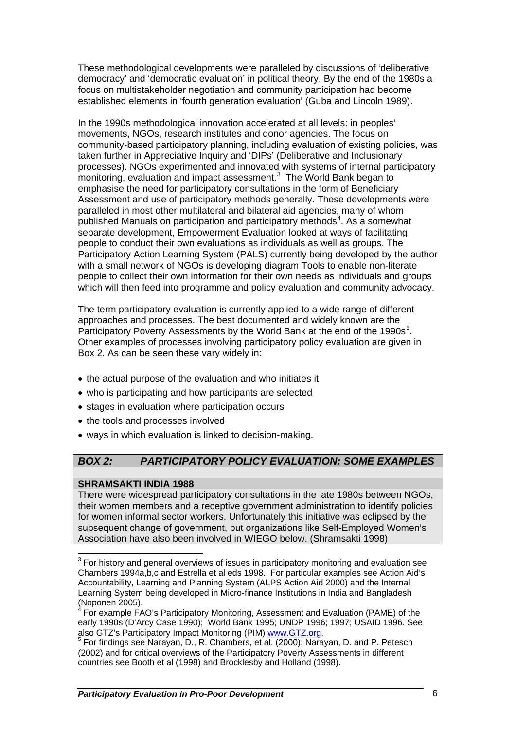These methodological developments were paralleled by discussions of 'deliberative democracy' and 'democratic evaluation' in political theory. By the end of the 1980s a focus on multistakeholder negotiation and community participation had become established elements in 'fourth generation evaluation' (Guba and Lincoln 1989).

In the 1990s methodological innovation accelerated at all levels: in peoples' movements, NGOs, research institutes and donor agencies. The focus on community-based participatory planning, including evaluation of existing policies, was taken further in Appreciative Inquiry and 'DIPs' (Deliberative and Inclusionary processes). NGOs experimented and innovated with systems of internal participatory monitoring, evaluation and impact assessment.[3] The World Bank began to emphasise the need for participatory consultations in the form of Beneficiary Assessment and use of participatory methods generally. These developments were paralleled in most other multilateral and bilateral aid agencies, many of whom published Manuals on participation and participatory methods[4]. As a somewhat separate development, Empowerment Evaluation looked at ways of facilitating people to conduct their own evaluations as individuals as well as groups. The Participatory Action Learning System (PALS) currently being developed by the author with a small network of NGOs is developing diagram Tools to enable non-literate people to collect their own information for their own needs as individuals and groups which will then feed into programme and policy evaluation and community advocacy.

The term participatory evaluation is currently applied to a wide range of different approaches and processes. The best documented and widely known are the Participatory Poverty Assessments by the World Bank at the end of the 1990s[5]. Other examples of processes involving participatory policy evaluation are given in Box 2. As can be seen these vary widely in:

- the actual purpose of the evaluation and who initiates it
- who is participating and how participants are selected
- stages in evaluation where participation occurs
- the tools and processes involved
- ways in which evaluation is linked to decision-making.

### *BOX 2: PARTICIPATORY POLICY EVALUATION: SOME EXAMPLES*

**SHRAMSAKTI INDIA 1988**

There were widespread participatory consultations in the late 1980s between NGOs, their women members and a receptive government administration to identify policies for women informal sector workers. Unfortunately this initiative was eclipsed by the subsequent change of government, but organizations like Self-Employed Women's Association have also been involved in WIEGO below. (Shramsakti 1998)

---

[3] For history and general overviews of issues in participatory monitoring and evaluation see Chambers 1994a,b,c and Estrella et al eds 1998. For particular examples see Action Aid's Accountability, Learning and Planning System (ALPS Action Aid 2000) and the Internal Learning System being developed in Micro-finance Institutions in India and Bangladesh (Noponen 2005).

[4] For example FAO's Participatory Monitoring, Assessment and Evaluation (PAME) of the early 1990s (D'Arcy Case 1990); World Bank 1995; UNDP 1996; 1997; USAID 1996. See also GTZ's Participatory Impact Monitoring (PIM) www.GTZ.org.

[5] For findings see Narayan, D., R. Chambers, et al. (2000); Narayan, D. and P. Petesch (2002) and for critical overviews of the Participatory Poverty Assessments in different countries see Booth et al (1998) and Brocklesby and Holland (1998).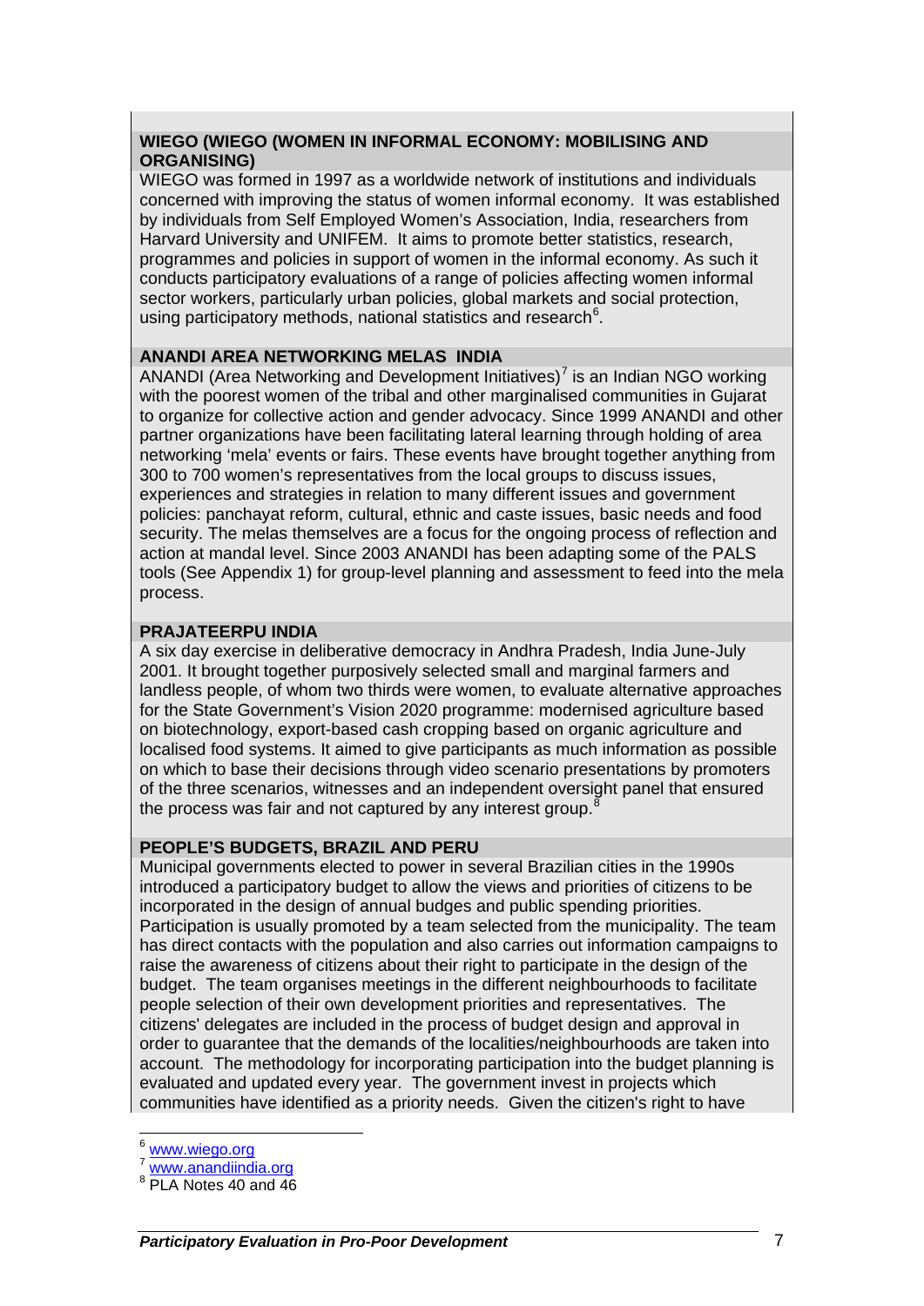**WIEGO (WIEGO (WOMEN IN INFORMAL ECONOMY: MOBILISING AND ORGANISING)**

WIEGO was formed in 1997 as a worldwide network of institutions and individuals concerned with improving the status of women informal economy. It was established by individuals from Self Employed Women's Association, India, researchers from Harvard University and UNIFEM. It aims to promote better statistics, research, programmes and policies in support of women in the informal economy. As such it conducts participatory evaluations of a range of policies affecting women informal sector workers, particularly urban policies, global markets and social protection, using participatory methods, national statistics and research[6].

**ANANDI AREA NETWORKING MELAS INDIA**

ANANDI (Area Networking and Development Initiatives)[7] is an Indian NGO working with the poorest women of the tribal and other marginalised communities in Gujarat to organize for collective action and gender advocacy. Since 1999 ANANDI and other partner organizations have been facilitating lateral learning through holding of area networking 'mela' events or fairs. These events have brought together anything from 300 to 700 women's representatives from the local groups to discuss issues, experiences and strategies in relation to many different issues and government policies: panchayat reform, cultural, ethnic and caste issues, basic needs and food security. The melas themselves are a focus for the ongoing process of reflection and action at mandal level. Since 2003 ANANDI has been adapting some of the PALS tools (See Appendix 1) for group-level planning and assessment to feed into the mela process.

**PRAJATEERPU INDIA**

A six day exercise in deliberative democracy in Andhra Pradesh, India June-July 2001. It brought together purposively selected small and marginal farmers and landless people, of whom two thirds were women, to evaluate alternative approaches for the State Government's Vision 2020 programme: modernised agriculture based on biotechnology, export-based cash cropping based on organic agriculture and localised food systems. It aimed to give participants as much information as possible on which to base their decisions through video scenario presentations by promoters of the three scenarios, witnesses and an independent oversight panel that ensured the process was fair and not captured by any interest group.[8]

**PEOPLE'S BUDGETS, BRAZIL AND PERU**

Municipal governments elected to power in several Brazilian cities in the 1990s introduced a participatory budget to allow the views and priorities of citizens to be incorporated in the design of annual budges and public spending priorities. Participation is usually promoted by a team selected from the municipality. The team has direct contacts with the population and also carries out information campaigns to raise the awareness of citizens about their right to participate in the design of the budget. The team organises meetings in the different neighbourhoods to facilitate people selection of their own development priorities and representatives. The citizens' delegates are included in the process of budget design and approval in order to guarantee that the demands of the localities/neighbourhoods are taken into account. The methodology for incorporating participation into the budget planning is evaluated and updated every year. The government invest in projects which communities have identified as a priority needs. Given the citizen's right to have

---

[6] www.wiego.org

[7] www.anandiindia.org

[8] PLA Notes 40 and 46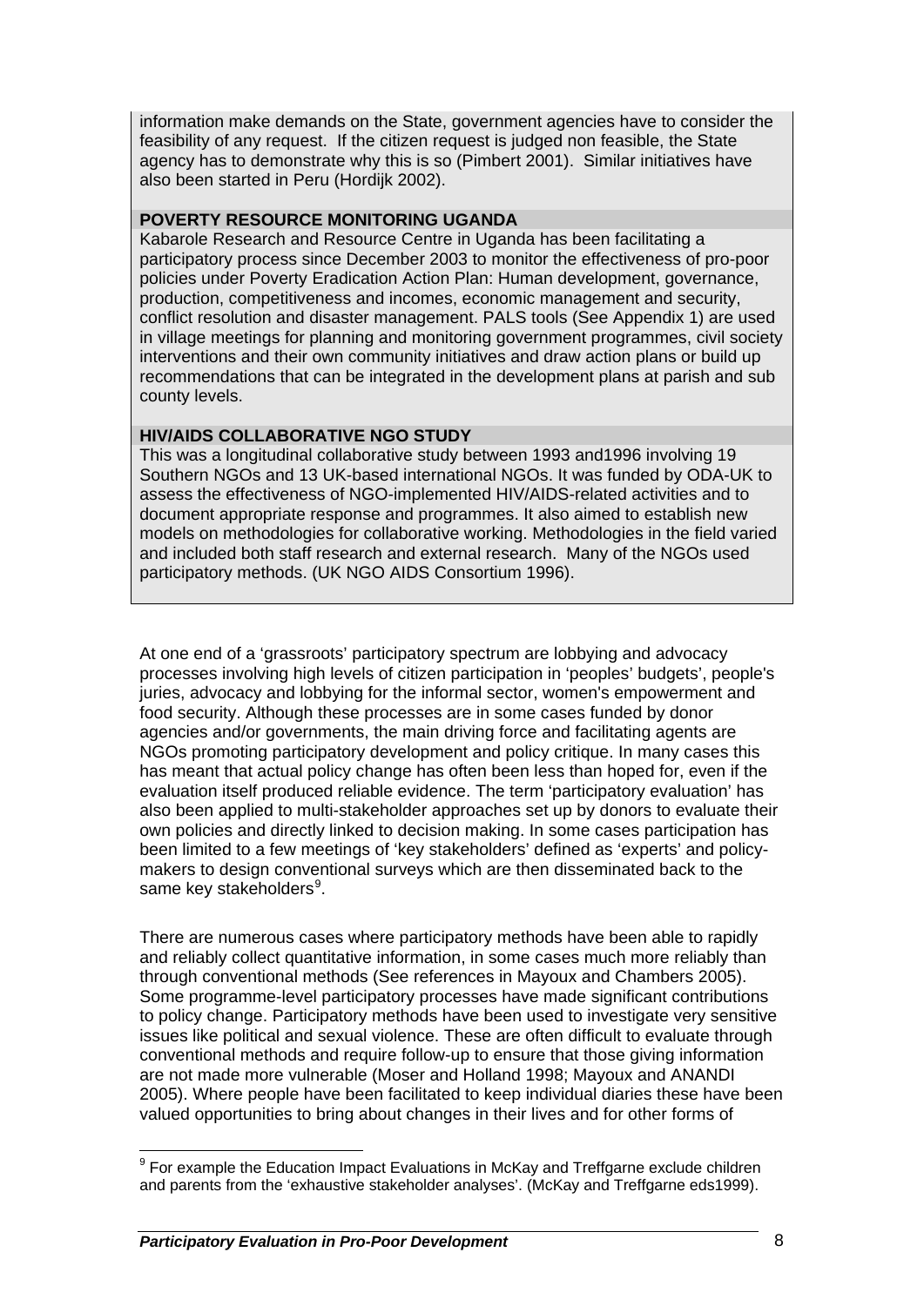information make demands on the State, government agencies have to consider the feasibility of any request. If the citizen request is judged non feasible, the State agency has to demonstrate why this is so (Pimbert 2001). Similar initiatives have also been started in Peru (Hordijk 2002).

**POVERTY RESOURCE MONITORING UGANDA**

Kabarole Research and Resource Centre in Uganda has been facilitating a participatory process since December 2003 to monitor the effectiveness of pro-poor policies under Poverty Eradication Action Plan: Human development, governance, production, competitiveness and incomes, economic management and security, conflict resolution and disaster management. PALS tools (See Appendix 1) are used in village meetings for planning and monitoring government programmes, civil society interventions and their own community initiatives and draw action plans or build up recommendations that can be integrated in the development plans at parish and sub county levels.

**HIV/AIDS COLLABORATIVE NGO STUDY**

This was a longitudinal collaborative study between 1993 and1996 involving 19 Southern NGOs and 13 UK-based international NGOs. It was funded by ODA-UK to assess the effectiveness of NGO-implemented HIV/AIDS-related activities and to document appropriate response and programmes. It also aimed to establish new models on methodologies for collaborative working. Methodologies in the field varied and included both staff research and external research. Many of the NGOs used participatory methods. (UK NGO AIDS Consortium 1996).

At one end of a 'grassroots' participatory spectrum are lobbying and advocacy processes involving high levels of citizen participation in 'peoples' budgets', people's juries, advocacy and lobbying for the informal sector, women's empowerment and food security. Although these processes are in some cases funded by donor agencies and/or governments, the main driving force and facilitating agents are NGOs promoting participatory development and policy critique. In many cases this has meant that actual policy change has often been less than hoped for, even if the evaluation itself produced reliable evidence. The term 'participatory evaluation' has also been applied to multi-stakeholder approaches set up by donors to evaluate their own policies and directly linked to decision making. In some cases participation has been limited to a few meetings of 'key stakeholders' defined as 'experts' and policy-makers to design conventional surveys which are then disseminated back to the same key stakeholders[9].

There are numerous cases where participatory methods have been able to rapidly and reliably collect quantitative information, in some cases much more reliably than through conventional methods (See references in Mayoux and Chambers 2005). Some programme-level participatory processes have made significant contributions to policy change. Participatory methods have been used to investigate very sensitive issues like political and sexual violence. These are often difficult to evaluate through conventional methods and require follow-up to ensure that those giving information are not made more vulnerable (Moser and Holland 1998; Mayoux and ANANDI 2005). Where people have been facilitated to keep individual diaries these have been valued opportunities to bring about changes in their lives and for other forms of

[9] For example the Education Impact Evaluations in McKay and Treffgarne exclude children and parents from the 'exhaustive stakeholder analyses'. (McKay and Treffgarne eds1999).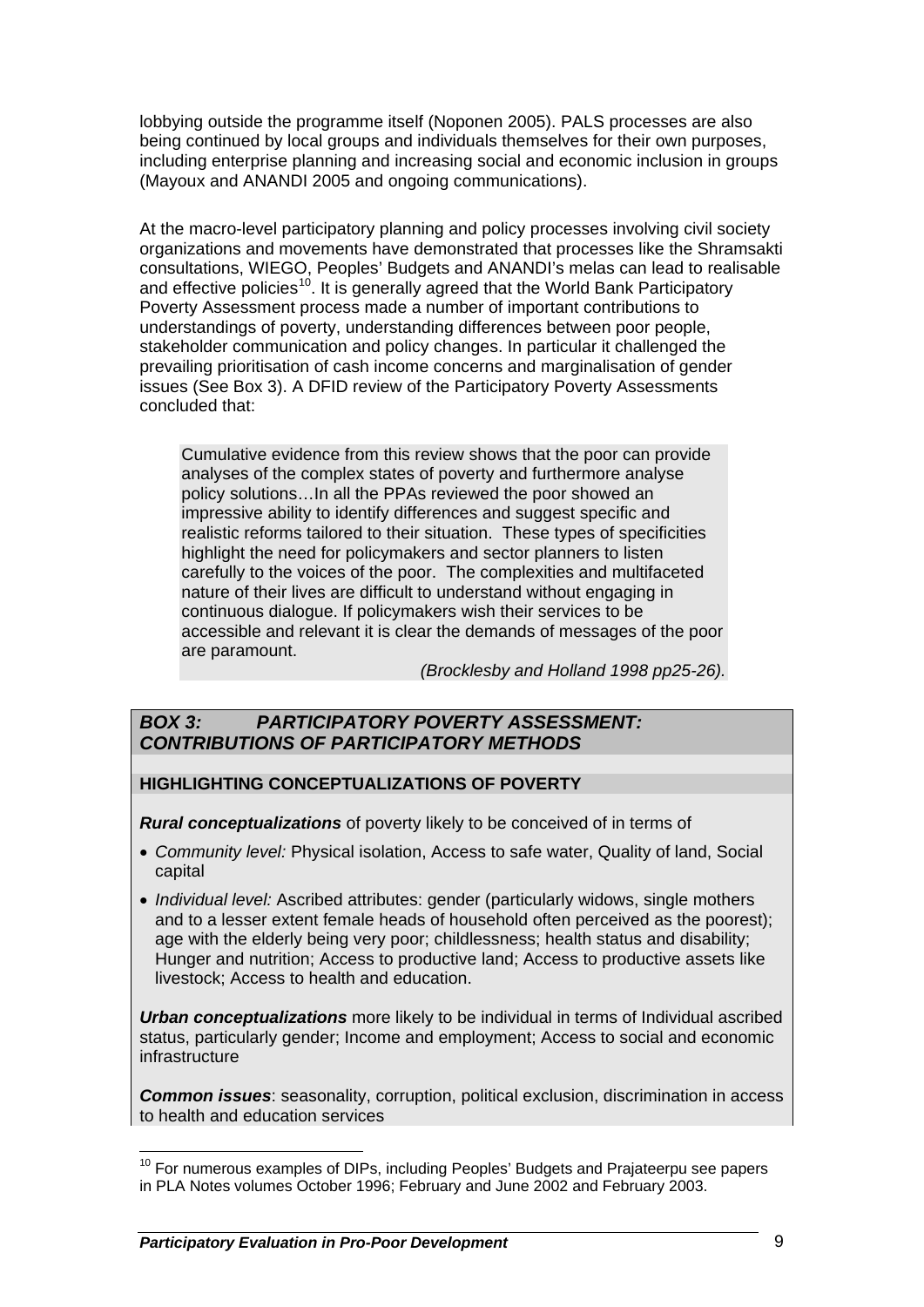lobbying outside the programme itself (Noponen 2005). PALS processes are also being continued by local groups and individuals themselves for their own purposes, including enterprise planning and increasing social and economic inclusion in groups (Mayoux and ANANDI 2005 and ongoing communications).

At the macro-level participatory planning and policy processes involving civil society organizations and movements have demonstrated that processes like the Shramsakti consultations, WIEGO, Peoples' Budgets and ANANDI's melas can lead to realisable and effective policies[10]. It is generally agreed that the World Bank Participatory Poverty Assessment process made a number of important contributions to understandings of poverty, understanding differences between poor people, stakeholder communication and policy changes. In particular it challenged the prevailing prioritisation of cash income concerns and marginalisation of gender issues (See Box 3). A DFID review of the Participatory Poverty Assessments concluded that:

> Cumulative evidence from this review shows that the poor can provide analyses of the complex states of poverty and furthermore analyse policy solutions…In all the PPAs reviewed the poor showed an impressive ability to identify differences and suggest specific and realistic reforms tailored to their situation. These types of specificities highlight the need for policymakers and sector planners to listen carefully to the voices of the poor. The complexities and multifaceted nature of their lives are difficult to understand without engaging in continuous dialogue. If policymakers wish their services to be accessible and relevant it is clear the demands of messages of the poor are paramount.
>
> *(Brocklesby and Holland 1998 pp25-26).*

### *BOX 3: PARTICIPATORY POVERTY ASSESSMENT: CONTRIBUTIONS OF PARTICIPATORY METHODS*

**HIGHLIGHTING CONCEPTUALIZATIONS OF POVERTY**

***Rural conceptualizations*** of poverty likely to be conceived of in terms of

- *Community level:* Physical isolation, Access to safe water, Quality of land, Social capital
- *Individual level:* Ascribed attributes: gender (particularly widows, single mothers and to a lesser extent female heads of household often perceived as the poorest); age with the elderly being very poor; childlessness; health status and disability; Hunger and nutrition; Access to productive land; Access to productive assets like livestock; Access to health and education.

***Urban conceptualizations*** more likely to be individual in terms of Individual ascribed status, particularly gender; Income and employment; Access to social and economic infrastructure

***Common issues***: seasonality, corruption, political exclusion, discrimination in access to health and education services

---

[10] For numerous examples of DIPs, including Peoples' Budgets and Prajateerpu see papers in PLA Notes volumes October 1996; February and June 2002 and February 2003.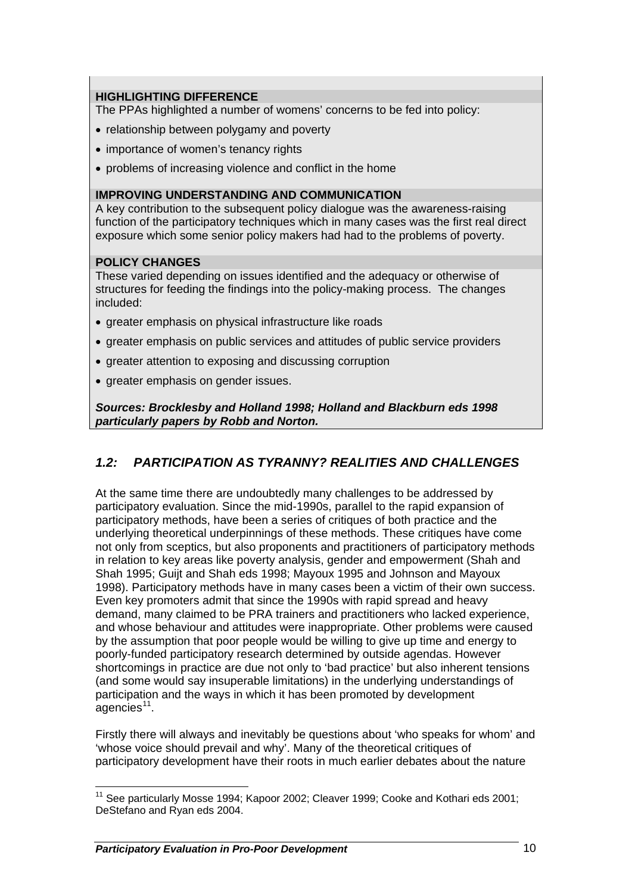**HIGHLIGHTING DIFFERENCE**

The PPAs highlighted a number of womens' concerns to be fed into policy:

- relationship between polygamy and poverty
- importance of women's tenancy rights
- problems of increasing violence and conflict in the home

**IMPROVING UNDERSTANDING AND COMMUNICATION**

A key contribution to the subsequent policy dialogue was the awareness-raising function of the participatory techniques which in many cases was the first real direct exposure which some senior policy makers had had to the problems of poverty.

**POLICY CHANGES**

These varied depending on issues identified and the adequacy or otherwise of structures for feeding the findings into the policy-making process. The changes included:

- greater emphasis on physical infrastructure like roads
- greater emphasis on public services and attitudes of public service providers
- greater attention to exposing and discussing corruption
- greater emphasis on gender issues.

***Sources: Brocklesby and Holland 1998; Holland and Blackburn eds 1998 particularly papers by Robb and Norton.***

## *1.2: PARTICIPATION AS TYRANNY? REALITIES AND CHALLENGES*

At the same time there are undoubtedly many challenges to be addressed by participatory evaluation. Since the mid-1990s, parallel to the rapid expansion of participatory methods, have been a series of critiques of both practice and the underlying theoretical underpinnings of these methods. These critiques have come not only from sceptics, but also proponents and practitioners of participatory methods in relation to key areas like poverty analysis, gender and empowerment (Shah and Shah 1995; Guijt and Shah eds 1998; Mayoux 1995 and Johnson and Mayoux 1998). Participatory methods have in many cases been a victim of their own success. Even key promoters admit that since the 1990s with rapid spread and heavy demand, many claimed to be PRA trainers and practitioners who lacked experience, and whose behaviour and attitudes were inappropriate. Other problems were caused by the assumption that poor people would be willing to give up time and energy to poorly-funded participatory research determined by outside agendas. However shortcomings in practice are due not only to 'bad practice' but also inherent tensions (and some would say insuperable limitations) in the underlying understandings of participation and the ways in which it has been promoted by development agencies[11].

Firstly there will always and inevitably be questions about 'who speaks for whom' and 'whose voice should prevail and why'. Many of the theoretical critiques of participatory development have their roots in much earlier debates about the nature

[11] See particularly Mosse 1994; Kapoor 2002; Cleaver 1999; Cooke and Kothari eds 2001; DeStefano and Ryan eds 2004.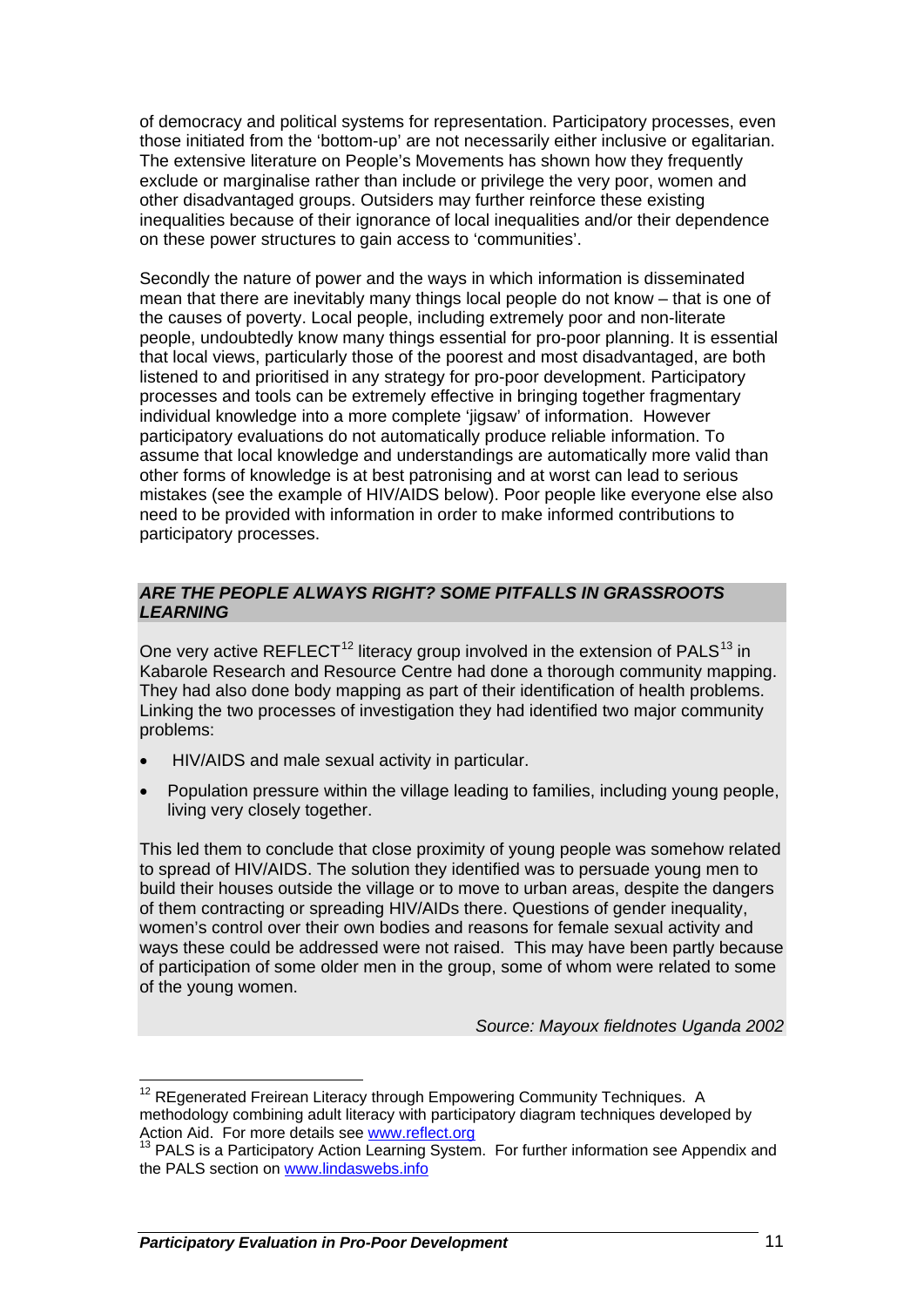of democracy and political systems for representation. Participatory processes, even those initiated from the 'bottom-up' are not necessarily either inclusive or egalitarian. The extensive literature on People's Movements has shown how they frequently exclude or marginalise rather than include or privilege the very poor, women and other disadvantaged groups. Outsiders may further reinforce these existing inequalities because of their ignorance of local inequalities and/or their dependence on these power structures to gain access to 'communities'.

Secondly the nature of power and the ways in which information is disseminated mean that there are inevitably many things local people do not know – that is one of the causes of poverty. Local people, including extremely poor and non-literate people, undoubtedly know many things essential for pro-poor planning. It is essential that local views, particularly those of the poorest and most disadvantaged, are both listened to and prioritised in any strategy for pro-poor development. Participatory processes and tools can be extremely effective in bringing together fragmentary individual knowledge into a more complete 'jigsaw' of information. However participatory evaluations do not automatically produce reliable information. To assume that local knowledge and understandings are automatically more valid than other forms of knowledge is at best patronising and at worst can lead to serious mistakes (see the example of HIV/AIDS below). Poor people like everyone else also need to be provided with information in order to make informed contributions to participatory processes.

***ARE THE PEOPLE ALWAYS RIGHT? SOME PITFALLS IN GRASSROOTS LEARNING***

One very active REFLECT[12] literacy group involved in the extension of PALS[13] in Kabarole Research and Resource Centre had done a thorough community mapping. They had also done body mapping as part of their identification of health problems. Linking the two processes of investigation they had identified two major community problems:

- HIV/AIDS and male sexual activity in particular.
- Population pressure within the village leading to families, including young people, living very closely together.

This led them to conclude that close proximity of young people was somehow related to spread of HIV/AIDS. The solution they identified was to persuade young men to build their houses outside the village or to move to urban areas, despite the dangers of them contracting or spreading HIV/AIDs there. Questions of gender inequality, women's control over their own bodies and reasons for female sexual activity and ways these could be addressed were not raised. This may have been partly because of participation of some older men in the group, some of whom were related to some of the young women.

*Source: Mayoux fieldnotes Uganda 2002*

---

[12] REgenerated Freirean Literacy through Empowering Community Techniques. A methodology combining adult literacy with participatory diagram techniques developed by Action Aid. For more details see www.reflect.org

[13] PALS is a Participatory Action Learning System. For further information see Appendix and the PALS section on www.lindaswebs.info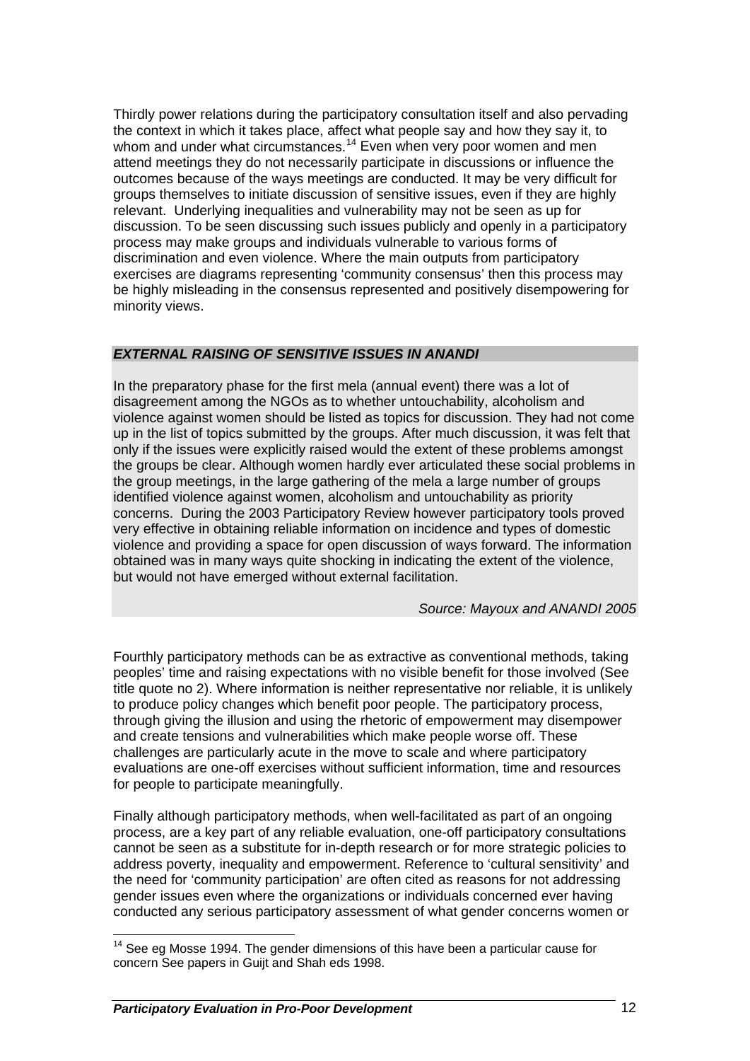Thirdly power relations during the participatory consultation itself and also pervading the context in which it takes place, affect what people say and how they say it, to whom and under what circumstances.[14] Even when very poor women and men attend meetings they do not necessarily participate in discussions or influence the outcomes because of the ways meetings are conducted. It may be very difficult for groups themselves to initiate discussion of sensitive issues, even if they are highly relevant. Underlying inequalities and vulnerability may not be seen as up for discussion. To be seen discussing such issues publicly and openly in a participatory process may make groups and individuals vulnerable to various forms of discrimination and even violence. Where the main outputs from participatory exercises are diagrams representing 'community consensus' then this process may be highly misleading in the consensus represented and positively disempowering for minority views.

***EXTERNAL RAISING OF SENSITIVE ISSUES IN ANANDI***

In the preparatory phase for the first mela (annual event) there was a lot of disagreement among the NGOs as to whether untouchability, alcoholism and violence against women should be listed as topics for discussion. They had not come up in the list of topics submitted by the groups. After much discussion, it was felt that only if the issues were explicitly raised would the extent of these problems amongst the groups be clear. Although women hardly ever articulated these social problems in the group meetings, in the large gathering of the mela a large number of groups identified violence against women, alcoholism and untouchability as priority concerns. During the 2003 Participatory Review however participatory tools proved very effective in obtaining reliable information on incidence and types of domestic violence and providing a space for open discussion of ways forward. The information obtained was in many ways quite shocking in indicating the extent of the violence, but would not have emerged without external facilitation.

*Source: Mayoux and ANANDI 2005*

Fourthly participatory methods can be as extractive as conventional methods, taking peoples' time and raising expectations with no visible benefit for those involved (See title quote no 2). Where information is neither representative nor reliable, it is unlikely to produce policy changes which benefit poor people. The participatory process, through giving the illusion and using the rhetoric of empowerment may disempower and create tensions and vulnerabilities which make people worse off. These challenges are particularly acute in the move to scale and where participatory evaluations are one-off exercises without sufficient information, time and resources for people to participate meaningfully.

Finally although participatory methods, when well-facilitated as part of an ongoing process, are a key part of any reliable evaluation, one-off participatory consultations cannot be seen as a substitute for in-depth research or for more strategic policies to address poverty, inequality and empowerment. Reference to 'cultural sensitivity' and the need for 'community participation' are often cited as reasons for not addressing gender issues even where the organizations or individuals concerned ever having conducted any serious participatory assessment of what gender concerns women or

---

[14] See eg Mosse 1994. The gender dimensions of this have been a particular cause for concern See papers in Guijt and Shah eds 1998.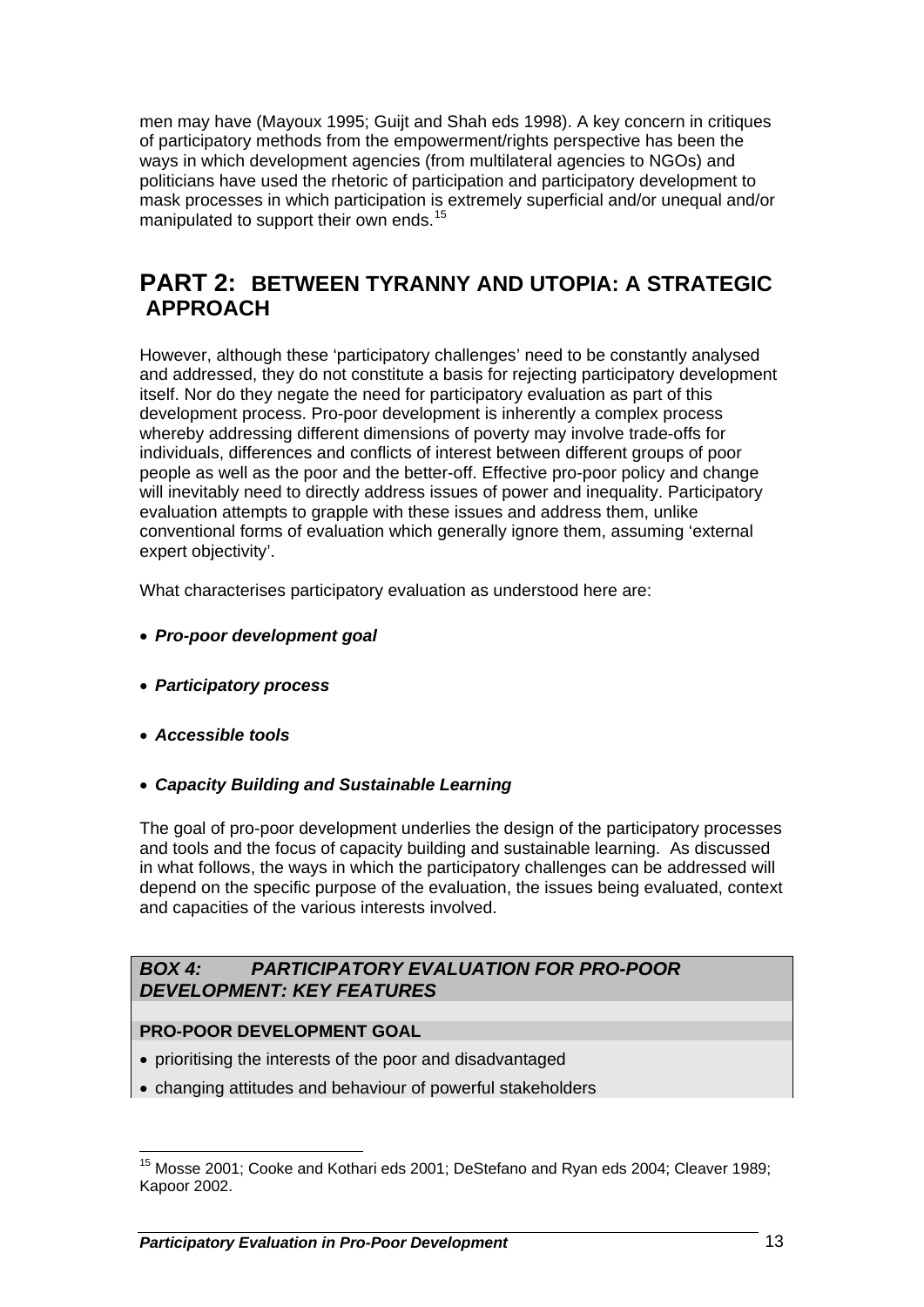men may have (Mayoux 1995; Guijt and Shah eds 1998). A key concern in critiques of participatory methods from the empowerment/rights perspective has been the ways in which development agencies (from multilateral agencies to NGOs) and politicians have used the rhetoric of participation and participatory development to mask processes in which participation is extremely superficial and/or unequal and/or manipulated to support their own ends.[15]

# PART 2: BETWEEN TYRANNY AND UTOPIA: A STRATEGIC APPROACH

However, although these 'participatory challenges' need to be constantly analysed and addressed, they do not constitute a basis for rejecting participatory development itself. Nor do they negate the need for participatory evaluation as part of this development process. Pro-poor development is inherently a complex process whereby addressing different dimensions of poverty may involve trade-offs for individuals, differences and conflicts of interest between different groups of poor people as well as the poor and the better-off. Effective pro-poor policy and change will inevitably need to directly address issues of power and inequality. Participatory evaluation attempts to grapple with these issues and address them, unlike conventional forms of evaluation which generally ignore them, assuming 'external expert objectivity'.

What characterises participatory evaluation as understood here are:

- ***Pro-poor development goal***
- ***Participatory process***
- ***Accessible tools***
- ***Capacity Building and Sustainable Learning***

The goal of pro-poor development underlies the design of the participatory processes and tools and the focus of capacity building and sustainable learning. As discussed in what follows, the ways in which the participatory challenges can be addressed will depend on the specific purpose of the evaluation, the issues being evaluated, context and capacities of the various interests involved.

***BOX 4: PARTICIPATORY EVALUATION FOR PRO-POOR DEVELOPMENT: KEY FEATURES***

**PRO-POOR DEVELOPMENT GOAL**

- prioritising the interests of the poor and disadvantaged
- changing attitudes and behaviour of powerful stakeholders

[15] Mosse 2001; Cooke and Kothari eds 2001; DeStefano and Ryan eds 2004; Cleaver 1989; Kapoor 2002.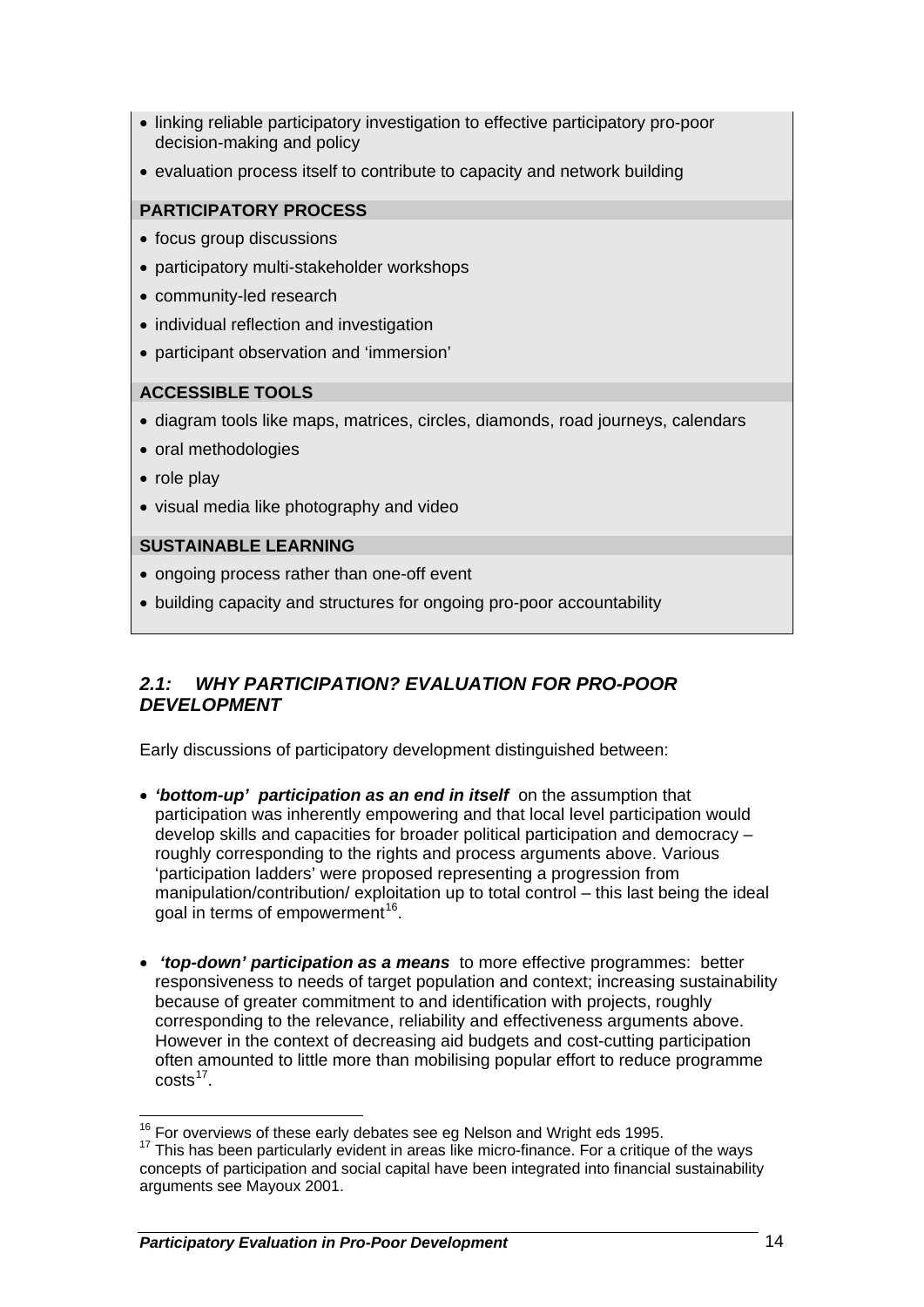- linking reliable participatory investigation to effective participatory pro-poor decision-making and policy
- evaluation process itself to contribute to capacity and network building

**PARTICIPATORY PROCESS**

- focus group discussions
- participatory multi-stakeholder workshops
- community-led research
- individual reflection and investigation
- participant observation and 'immersion'

**ACCESSIBLE TOOLS**

- diagram tools like maps, matrices, circles, diamonds, road journeys, calendars
- oral methodologies
- role play
- visual media like photography and video

**SUSTAINABLE LEARNING**

- ongoing process rather than one-off event
- building capacity and structures for ongoing pro-poor accountability

## *2.1: WHY PARTICIPATION? EVALUATION FOR PRO-POOR DEVELOPMENT*

Early discussions of participatory development distinguished between:

- ***'bottom-up' participation as an end in itself*** on the assumption that participation was inherently empowering and that local level participation would develop skills and capacities for broader political participation and democracy – roughly corresponding to the rights and process arguments above. Various 'participation ladders' were proposed representing a progression from manipulation/contribution/ exploitation up to total control – this last being the ideal goal in terms of empowerment[16].

- ***'top-down' participation as a means*** to more effective programmes: better responsiveness to needs of target population and context; increasing sustainability because of greater commitment to and identification with projects, roughly corresponding to the relevance, reliability and effectiveness arguments above. However in the context of decreasing aid budgets and cost-cutting participation often amounted to little more than mobilising popular effort to reduce programme costs[17].

[16] For overviews of these early debates see eg Nelson and Wright eds 1995.

[17] This has been particularly evident in areas like micro-finance. For a critique of the ways concepts of participation and social capital have been integrated into financial sustainability arguments see Mayoux 2001.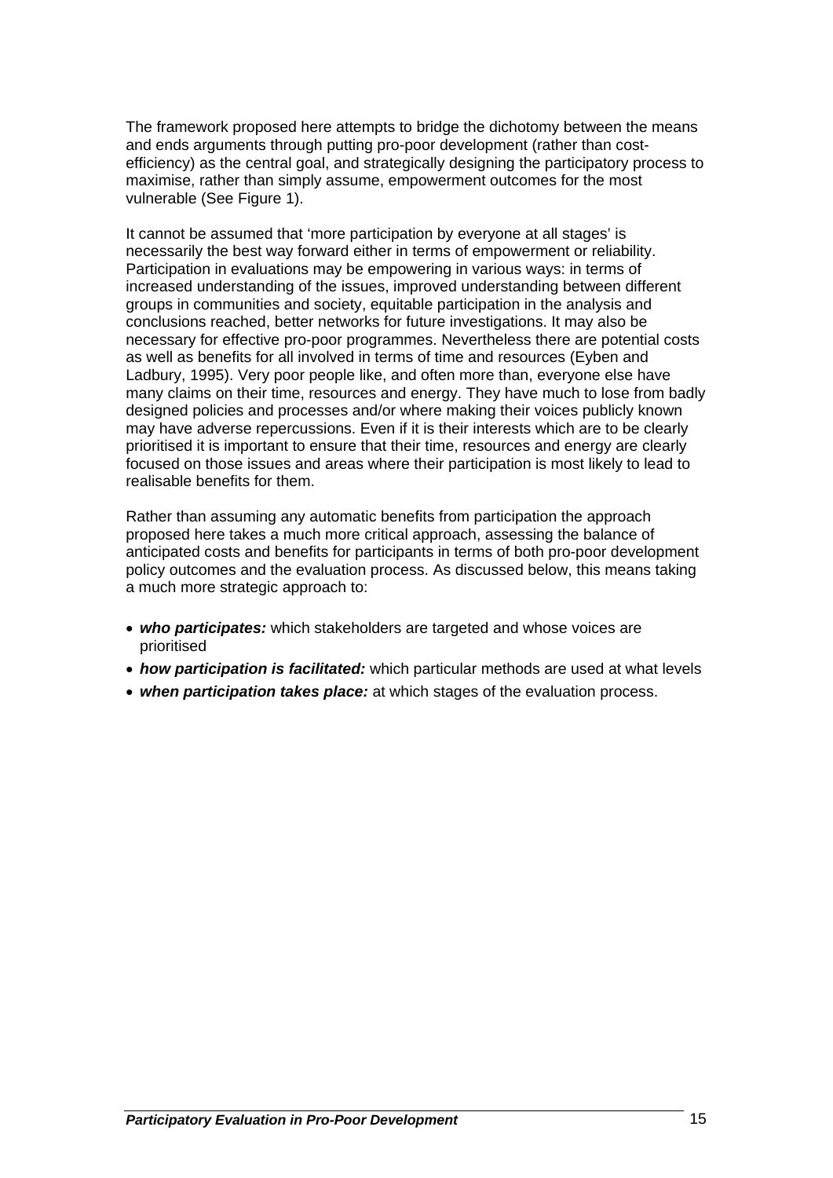The framework proposed here attempts to bridge the dichotomy between the means and ends arguments through putting pro-poor development (rather than cost-efficiency) as the central goal, and strategically designing the participatory process to maximise, rather than simply assume, empowerment outcomes for the most vulnerable (See Figure 1).

It cannot be assumed that 'more participation by everyone at all stages' is necessarily the best way forward either in terms of empowerment or reliability. Participation in evaluations may be empowering in various ways: in terms of increased understanding of the issues, improved understanding between different groups in communities and society, equitable participation in the analysis and conclusions reached, better networks for future investigations. It may also be necessary for effective pro-poor programmes. Nevertheless there are potential costs as well as benefits for all involved in terms of time and resources (Eyben and Ladbury, 1995). Very poor people like, and often more than, everyone else have many claims on their time, resources and energy. They have much to lose from badly designed policies and processes and/or where making their voices publicly known may have adverse repercussions. Even if it is their interests which are to be clearly prioritised it is important to ensure that their time, resources and energy are clearly focused on those issues and areas where their participation is most likely to lead to realisable benefits for them.

Rather than assuming any automatic benefits from participation the approach proposed here takes a much more critical approach, assessing the balance of anticipated costs and benefits for participants in terms of both pro-poor development policy outcomes and the evaluation process. As discussed below, this means taking a much more strategic approach to:

- ***who participates:*** which stakeholders are targeted and whose voices are prioritised
- ***how participation is facilitated:*** which particular methods are used at what levels
- ***when participation takes place:*** at which stages of the evaluation process.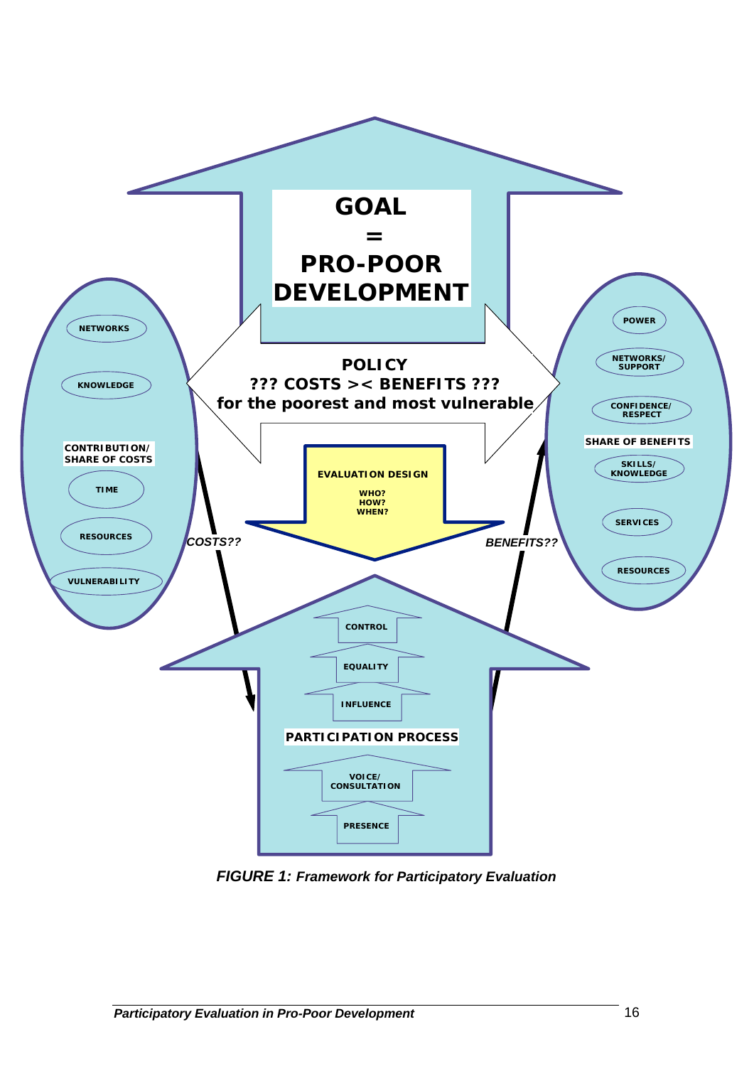GOAL

=

PRO-POOR DEVELOPMENT

POLICY

??? COSTS >< BENEFITS ???

for the poorest and most vulnerable

NETWORKS

KNOWLEDGE

CONTRIBUTION/ SHARE OF COSTS

TIME

RESOURCES

VULNERABILITY

COSTS??

EVALUATION DESIGN

WHO?

HOW?

WHEN?

BENEFITS??

POWER

NETWORKS/ SUPPORT

CONFIDENCE/ RESPECT

SHARE OF BENEFITS

SKILLS/ KNOWLEDGE

SERVICES

RESOURCES

CONTROL

EQUALITY

INFLUENCE

PARTICIPATION PROCESS

VOICE/ CONSULTATION

PRESENCE

***FIGURE 1:** Framework for Participatory Evaluation*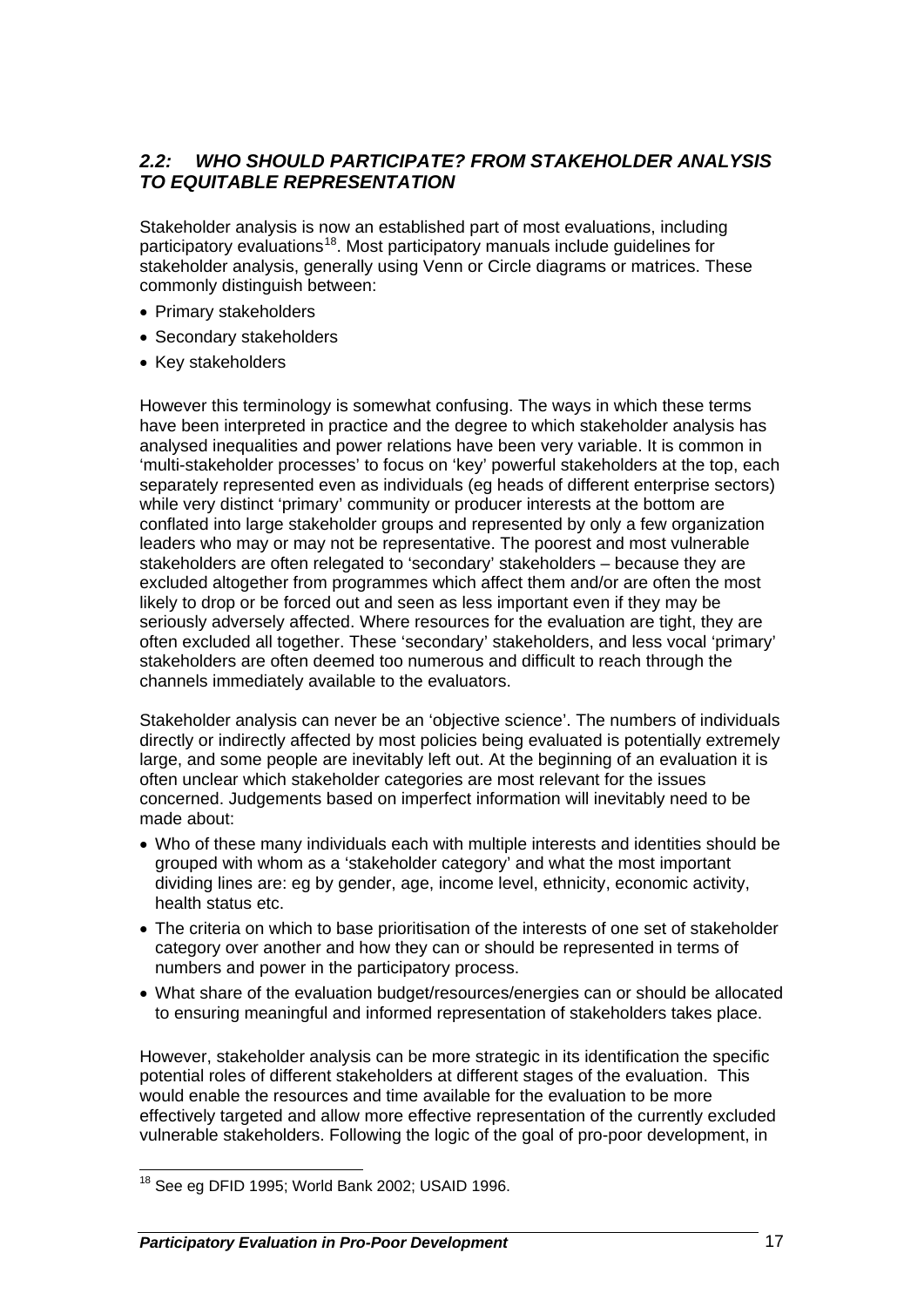## *2.2: WHO SHOULD PARTICIPATE? FROM STAKEHOLDER ANALYSIS TO EQUITABLE REPRESENTATION*

Stakeholder analysis is now an established part of most evaluations, including participatory evaluations[18]. Most participatory manuals include guidelines for stakeholder analysis, generally using Venn or Circle diagrams or matrices. These commonly distinguish between:

- Primary stakeholders
- Secondary stakeholders
- Key stakeholders

However this terminology is somewhat confusing. The ways in which these terms have been interpreted in practice and the degree to which stakeholder analysis has analysed inequalities and power relations have been very variable. It is common in 'multi-stakeholder processes' to focus on 'key' powerful stakeholders at the top, each separately represented even as individuals (eg heads of different enterprise sectors) while very distinct 'primary' community or producer interests at the bottom are conflated into large stakeholder groups and represented by only a few organization leaders who may or may not be representative. The poorest and most vulnerable stakeholders are often relegated to 'secondary' stakeholders – because they are excluded altogether from programmes which affect them and/or are often the most likely to drop or be forced out and seen as less important even if they may be seriously adversely affected. Where resources for the evaluation are tight, they are often excluded all together. These 'secondary' stakeholders, and less vocal 'primary' stakeholders are often deemed too numerous and difficult to reach through the channels immediately available to the evaluators.

Stakeholder analysis can never be an 'objective science'. The numbers of individuals directly or indirectly affected by most policies being evaluated is potentially extremely large, and some people are inevitably left out. At the beginning of an evaluation it is often unclear which stakeholder categories are most relevant for the issues concerned. Judgements based on imperfect information will inevitably need to be made about:

- Who of these many individuals each with multiple interests and identities should be grouped with whom as a 'stakeholder category' and what the most important dividing lines are: eg by gender, age, income level, ethnicity, economic activity, health status etc.
- The criteria on which to base prioritisation of the interests of one set of stakeholder category over another and how they can or should be represented in terms of numbers and power in the participatory process.
- What share of the evaluation budget/resources/energies can or should be allocated to ensuring meaningful and informed representation of stakeholders takes place.

However, stakeholder analysis can be more strategic in its identification the specific potential roles of different stakeholders at different stages of the evaluation. This would enable the resources and time available for the evaluation to be more effectively targeted and allow more effective representation of the currently excluded vulnerable stakeholders. Following the logic of the goal of pro-poor development, in

[18] See eg DFID 1995; World Bank 2002; USAID 1996.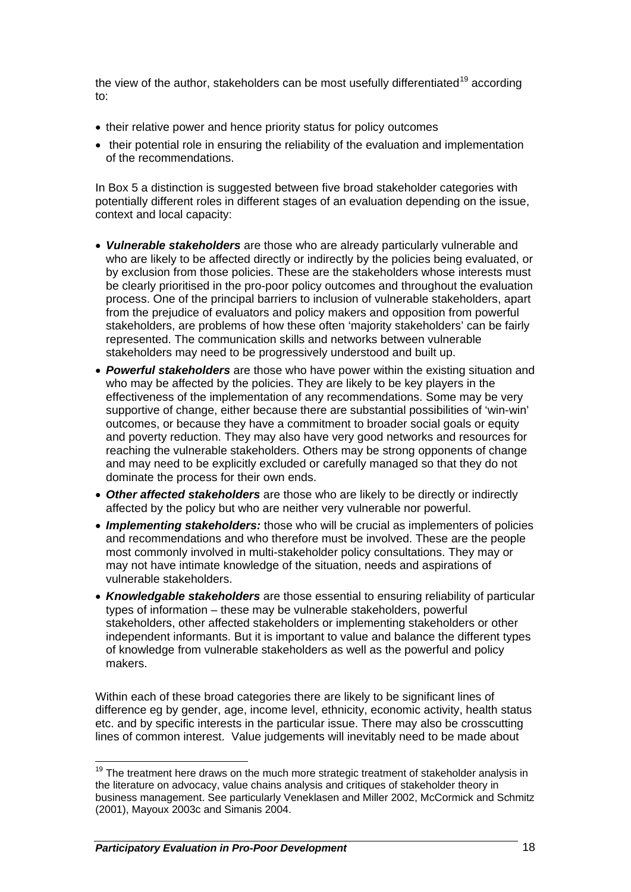the view of the author, stakeholders can be most usefully differentiated[19] according to:

- their relative power and hence priority status for policy outcomes
- their potential role in ensuring the reliability of the evaluation and implementation of the recommendations.

In Box 5 a distinction is suggested between five broad stakeholder categories with potentially different roles in different stages of an evaluation depending on the issue, context and local capacity:

- ***Vulnerable stakeholders*** are those who are already particularly vulnerable and who are likely to be affected directly or indirectly by the policies being evaluated, or by exclusion from those policies. These are the stakeholders whose interests must be clearly prioritised in the pro-poor policy outcomes and throughout the evaluation process. One of the principal barriers to inclusion of vulnerable stakeholders, apart from the prejudice of evaluators and policy makers and opposition from powerful stakeholders, are problems of how these often 'majority stakeholders' can be fairly represented. The communication skills and networks between vulnerable stakeholders may need to be progressively understood and built up.
- ***Powerful stakeholders*** are those who have power within the existing situation and who may be affected by the policies. They are likely to be key players in the effectiveness of the implementation of any recommendations. Some may be very supportive of change, either because there are substantial possibilities of 'win-win' outcomes, or because they have a commitment to broader social goals or equity and poverty reduction. They may also have very good networks and resources for reaching the vulnerable stakeholders. Others may be strong opponents of change and may need to be explicitly excluded or carefully managed so that they do not dominate the process for their own ends.
- ***Other affected stakeholders*** are those who are likely to be directly or indirectly affected by the policy but who are neither very vulnerable nor powerful.
- ***Implementing stakeholders:*** those who will be crucial as implementers of policies and recommendations and who therefore must be involved. These are the people most commonly involved in multi-stakeholder policy consultations. They may or may not have intimate knowledge of the situation, needs and aspirations of vulnerable stakeholders.
- ***Knowledgable stakeholders*** are those essential to ensuring reliability of particular types of information – these may be vulnerable stakeholders, powerful stakeholders, other affected stakeholders or implementing stakeholders or other independent informants. But it is important to value and balance the different types of knowledge from vulnerable stakeholders as well as the powerful and policy makers.

Within each of these broad categories there are likely to be significant lines of difference eg by gender, age, income level, ethnicity, economic activity, health status etc. and by specific interests in the particular issue. There may also be crosscutting lines of common interest. Value judgements will inevitably need to be made about

[19] The treatment here draws on the much more strategic treatment of stakeholder analysis in the literature on advocacy, value chains analysis and critiques of stakeholder theory in business management. See particularly Veneklasen and Miller 2002, McCormick and Schmitz (2001), Mayoux 2003c and Simanis 2004.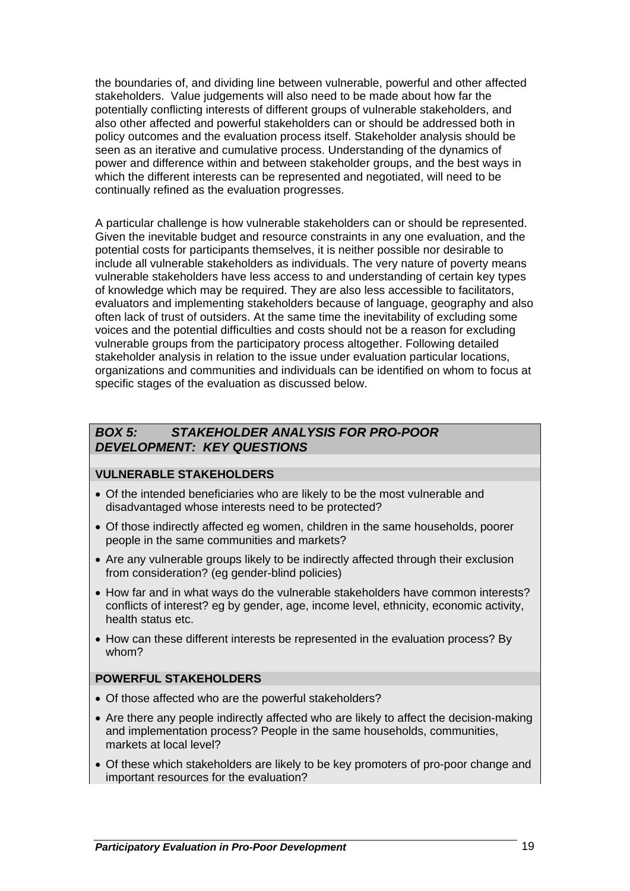the boundaries of, and dividing line between vulnerable, powerful and other affected stakeholders. Value judgements will also need to be made about how far the potentially conflicting interests of different groups of vulnerable stakeholders, and also other affected and powerful stakeholders can or should be addressed both in policy outcomes and the evaluation process itself. Stakeholder analysis should be seen as an iterative and cumulative process. Understanding of the dynamics of power and difference within and between stakeholder groups, and the best ways in which the different interests can be represented and negotiated, will need to be continually refined as the evaluation progresses.

A particular challenge is how vulnerable stakeholders can or should be represented. Given the inevitable budget and resource constraints in any one evaluation, and the potential costs for participants themselves, it is neither possible nor desirable to include all vulnerable stakeholders as individuals. The very nature of poverty means vulnerable stakeholders have less access to and understanding of certain key types of knowledge which may be required. They are also less accessible to facilitators, evaluators and implementing stakeholders because of language, geography and also often lack of trust of outsiders. At the same time the inevitability of excluding some voices and the potential difficulties and costs should not be a reason for excluding vulnerable groups from the participatory process altogether. Following detailed stakeholder analysis in relation to the issue under evaluation particular locations, organizations and communities and individuals can be identified on whom to focus at specific stages of the evaluation as discussed below.

### *BOX 5: STAKEHOLDER ANALYSIS FOR PRO-POOR DEVELOPMENT: KEY QUESTIONS*

**VULNERABLE STAKEHOLDERS**

- Of the intended beneficiaries who are likely to be the most vulnerable and disadvantaged whose interests need to be protected?
- Of those indirectly affected eg women, children in the same households, poorer people in the same communities and markets?
- Are any vulnerable groups likely to be indirectly affected through their exclusion from consideration? (eg gender-blind policies)
- How far and in what ways do the vulnerable stakeholders have common interests? conflicts of interest? eg by gender, age, income level, ethnicity, economic activity, health status etc.
- How can these different interests be represented in the evaluation process? By whom?

**POWERFUL STAKEHOLDERS**

- Of those affected who are the powerful stakeholders?
- Are there any people indirectly affected who are likely to affect the decision-making and implementation process? People in the same households, communities, markets at local level?
- Of these which stakeholders are likely to be key promoters of pro-poor change and important resources for the evaluation?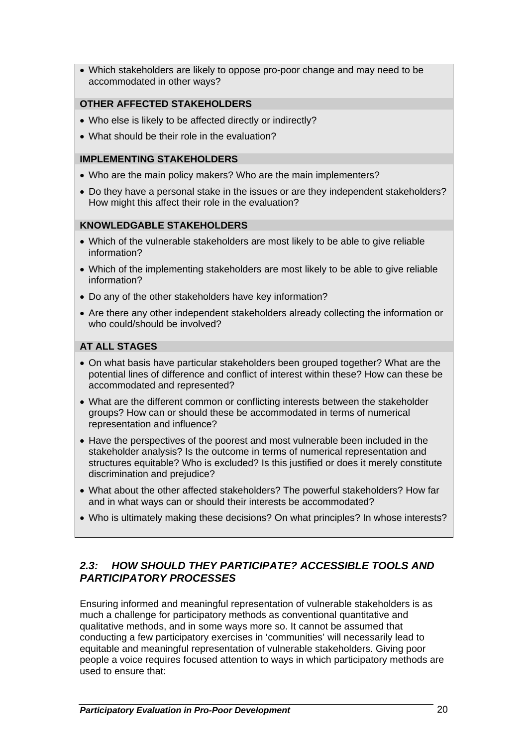- Which stakeholders are likely to oppose pro-poor change and may need to be accommodated in other ways?

**OTHER AFFECTED STAKEHOLDERS**

- Who else is likely to be affected directly or indirectly?
- What should be their role in the evaluation?

**IMPLEMENTING STAKEHOLDERS**

- Who are the main policy makers? Who are the main implementers?
- Do they have a personal stake in the issues or are they independent stakeholders? How might this affect their role in the evaluation?

**KNOWLEDGABLE STAKEHOLDERS**

- Which of the vulnerable stakeholders are most likely to be able to give reliable information?
- Which of the implementing stakeholders are most likely to be able to give reliable information?
- Do any of the other stakeholders have key information?
- Are there any other independent stakeholders already collecting the information or who could/should be involved?

**AT ALL STAGES**

- On what basis have particular stakeholders been grouped together? What are the potential lines of difference and conflict of interest within these? How can these be accommodated and represented?
- What are the different common or conflicting interests between the stakeholder groups? How can or should these be accommodated in terms of numerical representation and influence?
- Have the perspectives of the poorest and most vulnerable been included in the stakeholder analysis? Is the outcome in terms of numerical representation and structures equitable? Who is excluded? Is this justified or does it merely constitute discrimination and prejudice?
- What about the other affected stakeholders? The powerful stakeholders? How far and in what ways can or should their interests be accommodated?
- Who is ultimately making these decisions? On what principles? In whose interests?

## *2.3: HOW SHOULD THEY PARTICIPATE? ACCESSIBLE TOOLS AND PARTICIPATORY PROCESSES*

Ensuring informed and meaningful representation of vulnerable stakeholders is as much a challenge for participatory methods as conventional quantitative and qualitative methods, and in some ways more so. It cannot be assumed that conducting a few participatory exercises in 'communities' will necessarily lead to equitable and meaningful representation of vulnerable stakeholders. Giving poor people a voice requires focused attention to ways in which participatory methods are used to ensure that: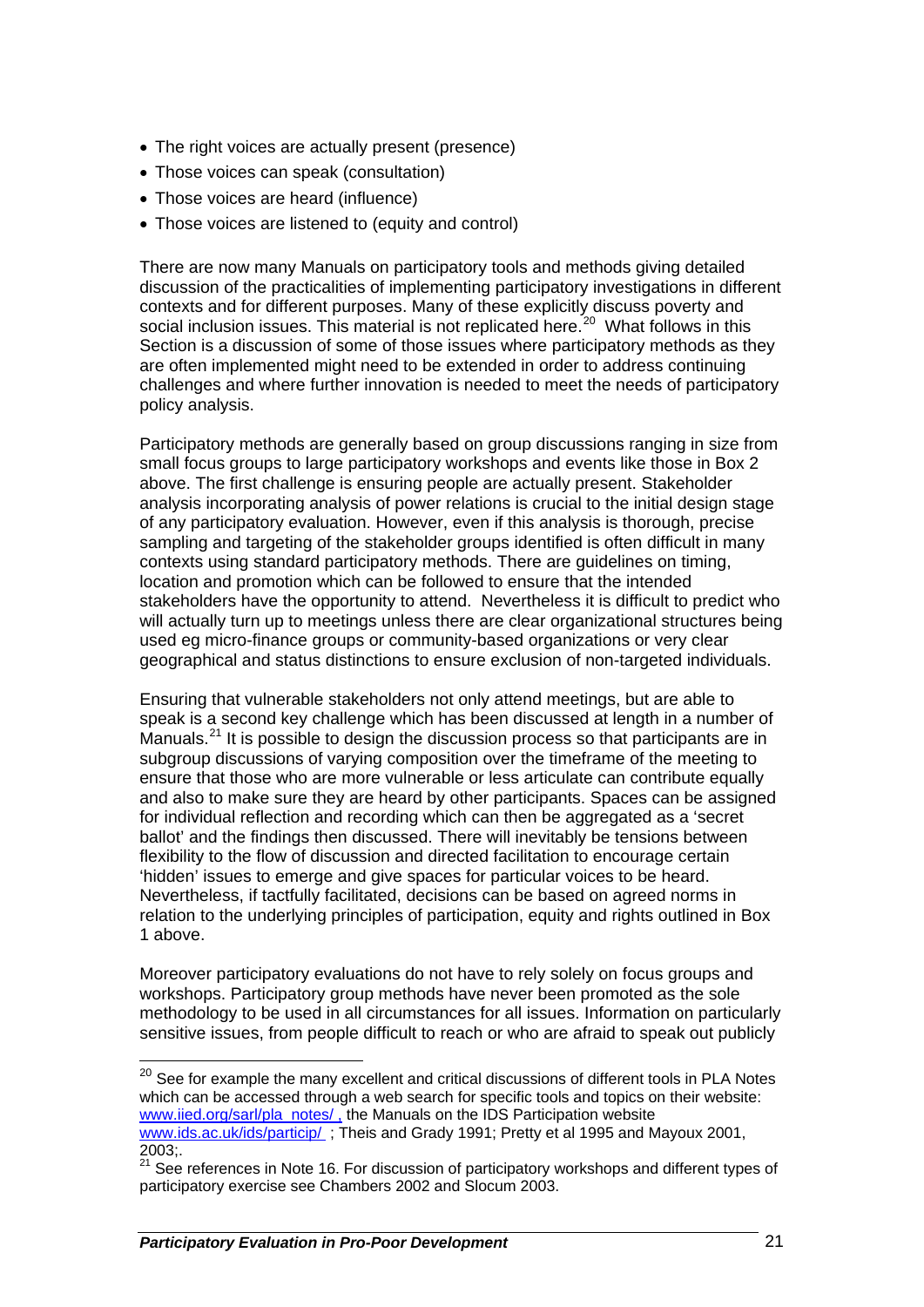- The right voices are actually present (presence)
- Those voices can speak (consultation)
- Those voices are heard (influence)
- Those voices are listened to (equity and control)

There are now many Manuals on participatory tools and methods giving detailed discussion of the practicalities of implementing participatory investigations in different contexts and for different purposes. Many of these explicitly discuss poverty and social inclusion issues. This material is not replicated here.[20] What follows in this Section is a discussion of some of those issues where participatory methods as they are often implemented might need to be extended in order to address continuing challenges and where further innovation is needed to meet the needs of participatory policy analysis.

Participatory methods are generally based on group discussions ranging in size from small focus groups to large participatory workshops and events like those in Box 2 above. The first challenge is ensuring people are actually present. Stakeholder analysis incorporating analysis of power relations is crucial to the initial design stage of any participatory evaluation. However, even if this analysis is thorough, precise sampling and targeting of the stakeholder groups identified is often difficult in many contexts using standard participatory methods. There are guidelines on timing, location and promotion which can be followed to ensure that the intended stakeholders have the opportunity to attend. Nevertheless it is difficult to predict who will actually turn up to meetings unless there are clear organizational structures being used eg micro-finance groups or community-based organizations or very clear geographical and status distinctions to ensure exclusion of non-targeted individuals.

Ensuring that vulnerable stakeholders not only attend meetings, but are able to speak is a second key challenge which has been discussed at length in a number of Manuals.[21] It is possible to design the discussion process so that participants are in subgroup discussions of varying composition over the timeframe of the meeting to ensure that those who are more vulnerable or less articulate can contribute equally and also to make sure they are heard by other participants. Spaces can be assigned for individual reflection and recording which can then be aggregated as a 'secret ballot' and the findings then discussed. There will inevitably be tensions between flexibility to the flow of discussion and directed facilitation to encourage certain 'hidden' issues to emerge and give spaces for particular voices to be heard. Nevertheless, if tactfully facilitated, decisions can be based on agreed norms in relation to the underlying principles of participation, equity and rights outlined in Box 1 above.

Moreover participatory evaluations do not have to rely solely on focus groups and workshops. Participatory group methods have never been promoted as the sole methodology to be used in all circumstances for all issues. Information on particularly sensitive issues, from people difficult to reach or who are afraid to speak out publicly

---

[20] See for example the many excellent and critical discussions of different tools in PLA Notes which can be accessed through a web search for specific tools and topics on their website: www.iied.org/sarl/pla_notes/ , the Manuals on the IDS Participation website www.ids.ac.uk/ids/particip/ ; Theis and Grady 1991; Pretty et al 1995 and Mayoux 2001, 2003;.

[21] See references in Note 16. For discussion of participatory workshops and different types of participatory exercise see Chambers 2002 and Slocum 2003.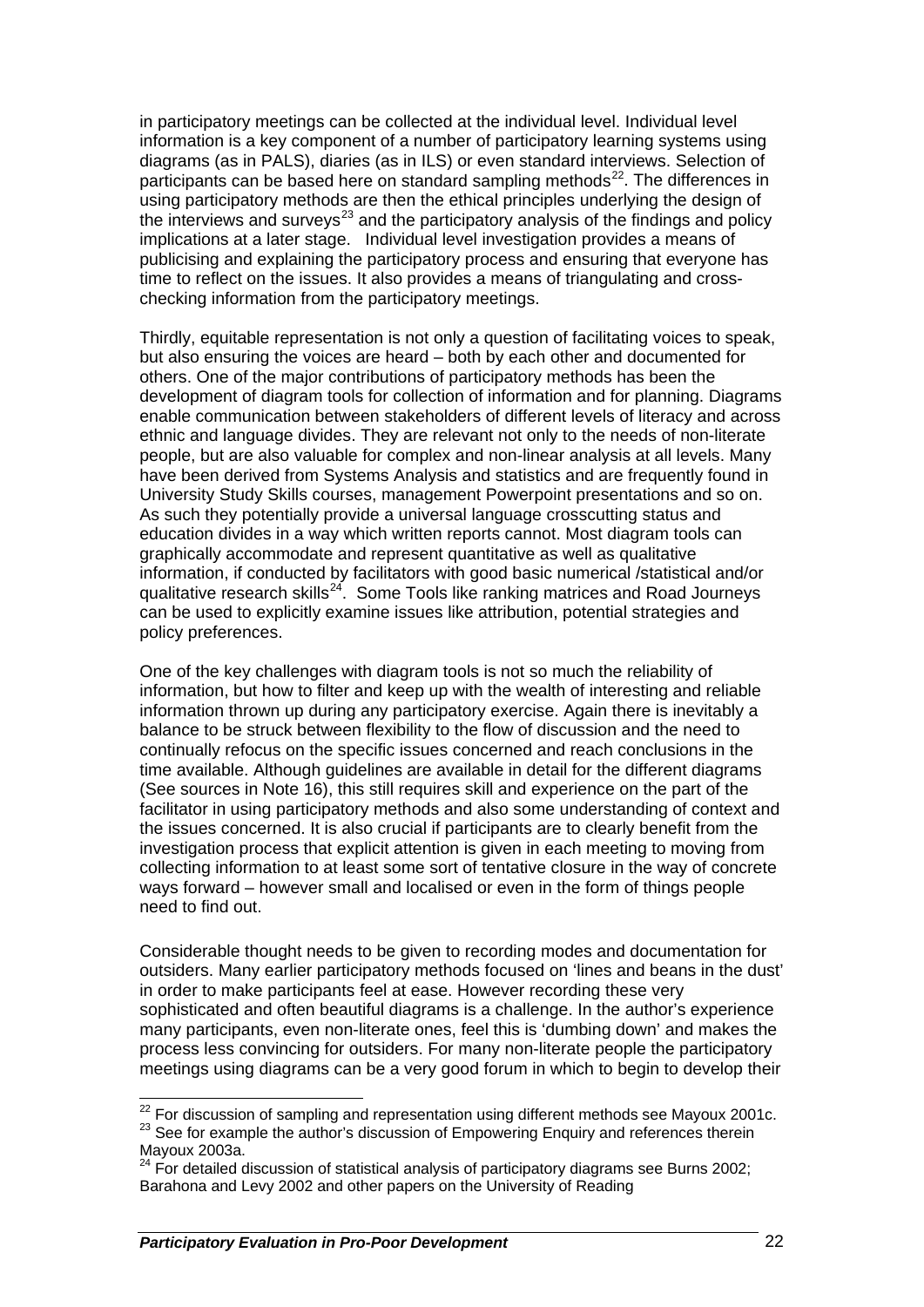in participatory meetings can be collected at the individual level. Individual level information is a key component of a number of participatory learning systems using diagrams (as in PALS), diaries (as in ILS) or even standard interviews. Selection of participants can be based here on standard sampling methods[22]. The differences in using participatory methods are then the ethical principles underlying the design of the interviews and surveys[23] and the participatory analysis of the findings and policy implications at a later stage. Individual level investigation provides a means of publicising and explaining the participatory process and ensuring that everyone has time to reflect on the issues. It also provides a means of triangulating and cross-checking information from the participatory meetings.

Thirdly, equitable representation is not only a question of facilitating voices to speak, but also ensuring the voices are heard – both by each other and documented for others. One of the major contributions of participatory methods has been the development of diagram tools for collection of information and for planning. Diagrams enable communication between stakeholders of different levels of literacy and across ethnic and language divides. They are relevant not only to the needs of non-literate people, but are also valuable for complex and non-linear analysis at all levels. Many have been derived from Systems Analysis and statistics and are frequently found in University Study Skills courses, management Powerpoint presentations and so on. As such they potentially provide a universal language crosscutting status and education divides in a way which written reports cannot. Most diagram tools can graphically accommodate and represent quantitative as well as qualitative information, if conducted by facilitators with good basic numerical /statistical and/or qualitative research skills[24]. Some Tools like ranking matrices and Road Journeys can be used to explicitly examine issues like attribution, potential strategies and policy preferences.

One of the key challenges with diagram tools is not so much the reliability of information, but how to filter and keep up with the wealth of interesting and reliable information thrown up during any participatory exercise. Again there is inevitably a balance to be struck between flexibility to the flow of discussion and the need to continually refocus on the specific issues concerned and reach conclusions in the time available. Although guidelines are available in detail for the different diagrams (See sources in Note 16), this still requires skill and experience on the part of the facilitator in using participatory methods and also some understanding of context and the issues concerned. It is also crucial if participants are to clearly benefit from the investigation process that explicit attention is given in each meeting to moving from collecting information to at least some sort of tentative closure in the way of concrete ways forward – however small and localised or even in the form of things people need to find out.

Considerable thought needs to be given to recording modes and documentation for outsiders. Many earlier participatory methods focused on 'lines and beans in the dust' in order to make participants feel at ease. However recording these very sophisticated and often beautiful diagrams is a challenge. In the author's experience many participants, even non-literate ones, feel this is 'dumbing down' and makes the process less convincing for outsiders. For many non-literate people the participatory meetings using diagrams can be a very good forum in which to begin to develop their

---

[22] For discussion of sampling and representation using different methods see Mayoux 2001c.

[23] See for example the author's discussion of Empowering Enquiry and references therein Mayoux 2003a.

[24] For detailed discussion of statistical analysis of participatory diagrams see Burns 2002; Barahona and Levy 2002 and other papers on the University of Reading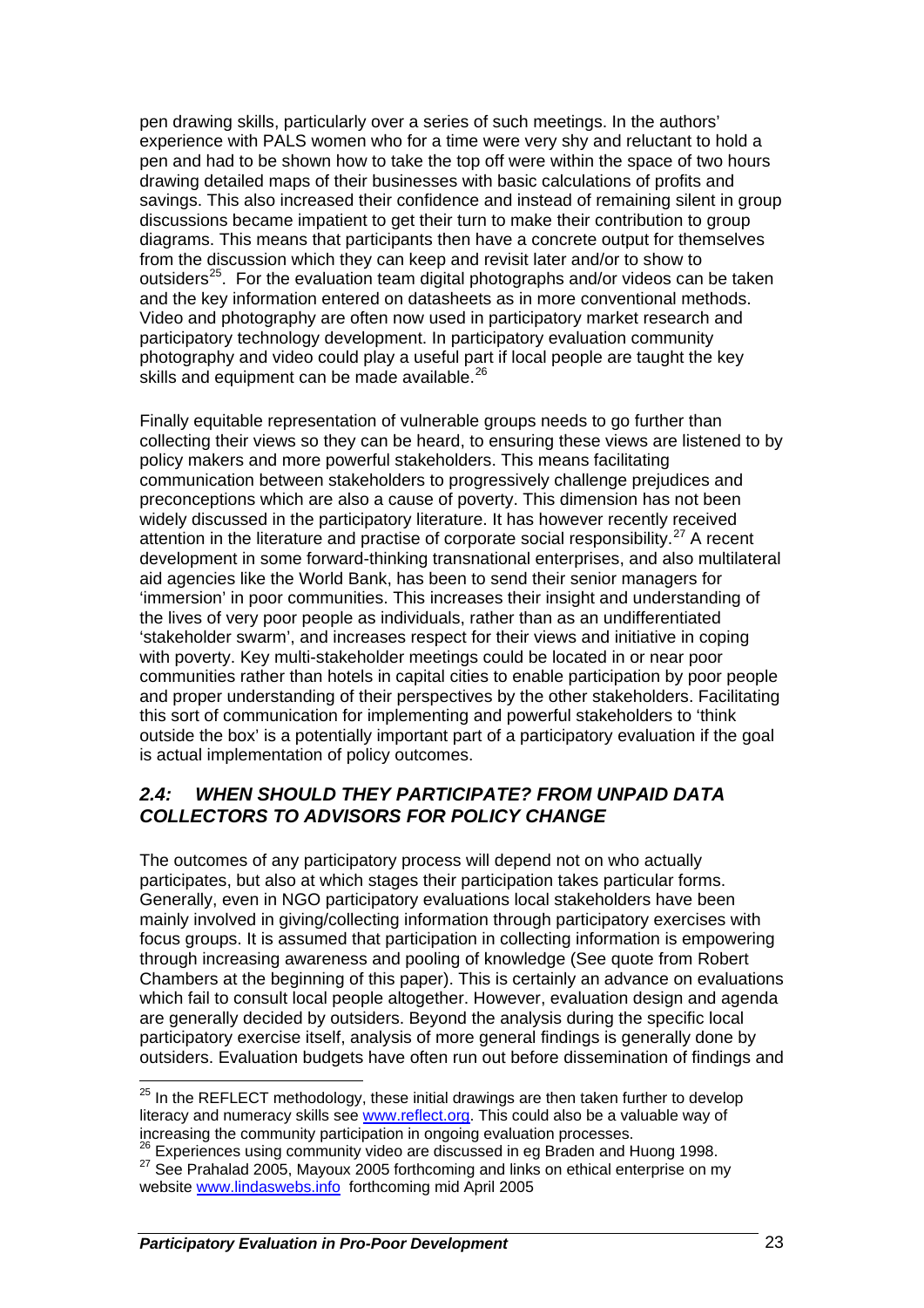pen drawing skills, particularly over a series of such meetings. In the authors' experience with PALS women who for a time were very shy and reluctant to hold a pen and had to be shown how to take the top off were within the space of two hours drawing detailed maps of their businesses with basic calculations of profits and savings. This also increased their confidence and instead of remaining silent in group discussions became impatient to get their turn to make their contribution to group diagrams. This means that participants then have a concrete output for themselves from the discussion which they can keep and revisit later and/or to show to outsiders[25]. For the evaluation team digital photographs and/or videos can be taken and the key information entered on datasheets as in more conventional methods. Video and photography are often now used in participatory market research and participatory technology development. In participatory evaluation community photography and video could play a useful part if local people are taught the key skills and equipment can be made available.[26]

Finally equitable representation of vulnerable groups needs to go further than collecting their views so they can be heard, to ensuring these views are listened to by policy makers and more powerful stakeholders. This means facilitating communication between stakeholders to progressively challenge prejudices and preconceptions which are also a cause of poverty. This dimension has not been widely discussed in the participatory literature. It has however recently received attention in the literature and practise of corporate social responsibility.[27] A recent development in some forward-thinking transnational enterprises, and also multilateral aid agencies like the World Bank, has been to send their senior managers for 'immersion' in poor communities. This increases their insight and understanding of the lives of very poor people as individuals, rather than as an undifferentiated 'stakeholder swarm', and increases respect for their views and initiative in coping with poverty. Key multi-stakeholder meetings could be located in or near poor communities rather than hotels in capital cities to enable participation by poor people and proper understanding of their perspectives by the other stakeholders. Facilitating this sort of communication for implementing and powerful stakeholders to 'think outside the box' is a potentially important part of a participatory evaluation if the goal is actual implementation of policy outcomes.

### *2.4: WHEN SHOULD THEY PARTICIPATE? FROM UNPAID DATA COLLECTORS TO ADVISORS FOR POLICY CHANGE*

The outcomes of any participatory process will depend not on who actually participates, but also at which stages their participation takes particular forms. Generally, even in NGO participatory evaluations local stakeholders have been mainly involved in giving/collecting information through participatory exercises with focus groups. It is assumed that participation in collecting information is empowering through increasing awareness and pooling of knowledge (See quote from Robert Chambers at the beginning of this paper). This is certainly an advance on evaluations which fail to consult local people altogether. However, evaluation design and agenda are generally decided by outsiders. Beyond the analysis during the specific local participatory exercise itself, analysis of more general findings is generally done by outsiders. Evaluation budgets have often run out before dissemination of findings and

---

[25] In the REFLECT methodology, these initial drawings are then taken further to develop literacy and numeracy skills see www.reflect.org. This could also be a valuable way of increasing the community participation in ongoing evaluation processes.

[26] Experiences using community video are discussed in eg Braden and Huong 1998.

[27] See Prahalad 2005, Mayoux 2005 forthcoming and links on ethical enterprise on my website www.lindaswebs.info forthcoming mid April 2005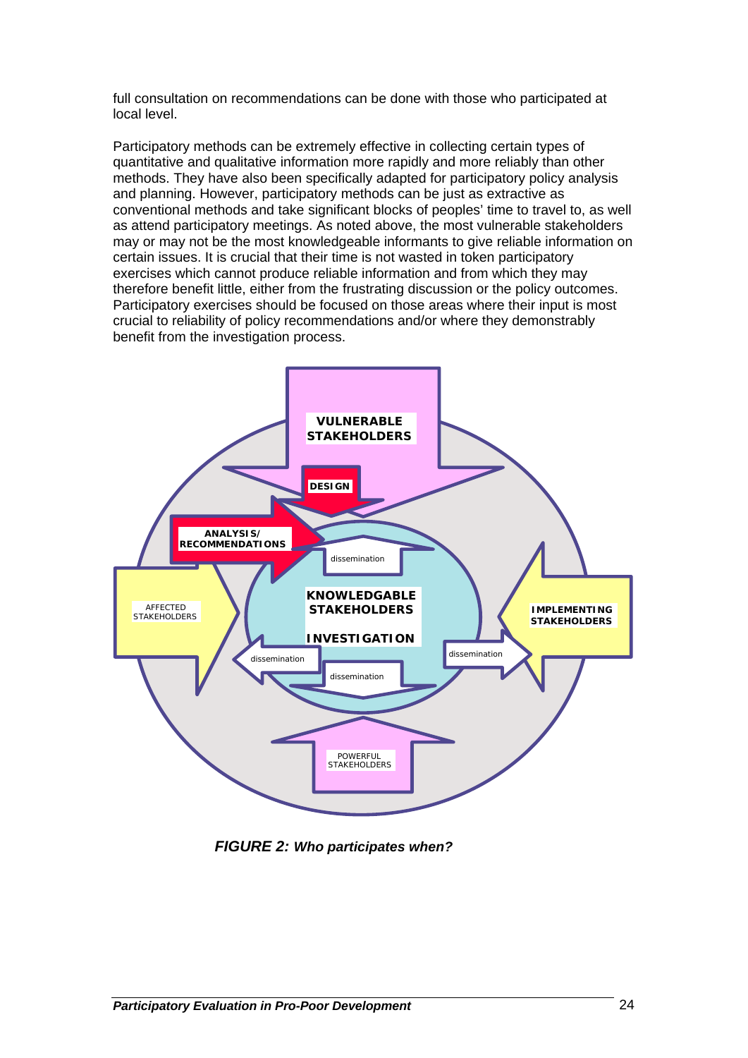full consultation on recommendations can be done with those who participated at local level.

Participatory methods can be extremely effective in collecting certain types of quantitative and qualitative information more rapidly and more reliably than other methods. They have also been specifically adapted for participatory policy analysis and planning. However, participatory methods can be just as extractive as conventional methods and take significant blocks of peoples' time to travel to, as well as attend participatory meetings. As noted above, the most vulnerable stakeholders may or may not be the most knowledgeable informants to give reliable information on certain issues. It is crucial that their time is not wasted in token participatory exercises which cannot produce reliable information and from which they may therefore benefit little, either from the frustrating discussion or the policy outcomes. Participatory exercises should be focused on those areas where their input is most crucial to reliability of policy recommendations and/or where they demonstrably benefit from the investigation process.

VULNERABLE STAKEHOLDERS

DESIGN

ANALYSIS/ RECOMMENDATIONS

dissemination

AFFECTED STAKEHOLDERS

KNOWLEDGABLE STAKEHOLDERS

INVESTIGATION

IMPLEMENTING STAKEHOLDERS

dissemination

dissemination

dissemination

POWERFUL STAKEHOLDERS

***FIGURE 2:** Who participates when?*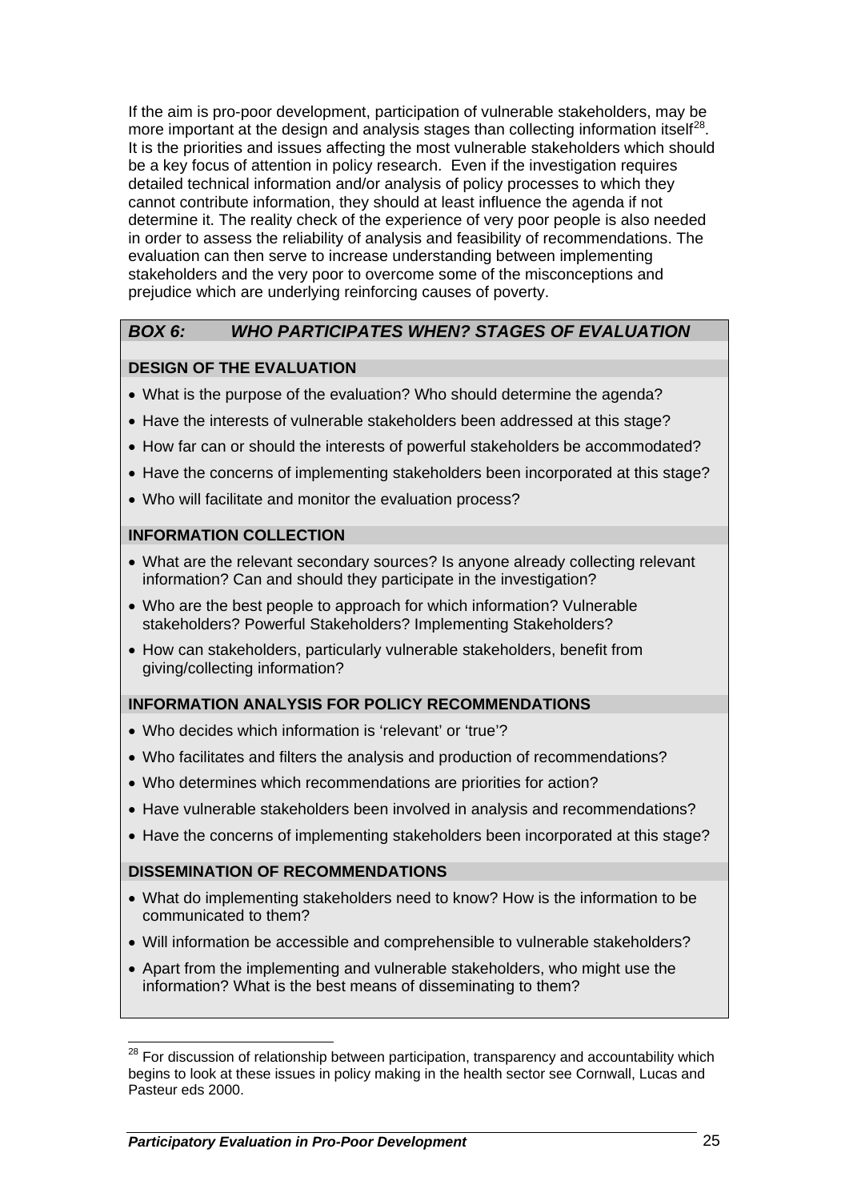If the aim is pro-poor development, participation of vulnerable stakeholders, may be more important at the design and analysis stages than collecting information itself[28]. It is the priorities and issues affecting the most vulnerable stakeholders which should be a key focus of attention in policy research. Even if the investigation requires detailed technical information and/or analysis of policy processes to which they cannot contribute information, they should at least influence the agenda if not determine it. The reality check of the experience of very poor people is also needed in order to assess the reliability of analysis and feasibility of recommendations. The evaluation can then serve to increase understanding between implementing stakeholders and the very poor to overcome some of the misconceptions and prejudice which are underlying reinforcing causes of poverty.

### *BOX 6: WHO PARTICIPATES WHEN? STAGES OF EVALUATION*

**DESIGN OF THE EVALUATION**

- What is the purpose of the evaluation? Who should determine the agenda?
- Have the interests of vulnerable stakeholders been addressed at this stage?
- How far can or should the interests of powerful stakeholders be accommodated?
- Have the concerns of implementing stakeholders been incorporated at this stage?
- Who will facilitate and monitor the evaluation process?

**INFORMATION COLLECTION**

- What are the relevant secondary sources? Is anyone already collecting relevant information? Can and should they participate in the investigation?
- Who are the best people to approach for which information? Vulnerable stakeholders? Powerful Stakeholders? Implementing Stakeholders?
- How can stakeholders, particularly vulnerable stakeholders, benefit from giving/collecting information?

**INFORMATION ANALYSIS FOR POLICY RECOMMENDATIONS**

- Who decides which information is 'relevant' or 'true'?
- Who facilitates and filters the analysis and production of recommendations?
- Who determines which recommendations are priorities for action?
- Have vulnerable stakeholders been involved in analysis and recommendations?
- Have the concerns of implementing stakeholders been incorporated at this stage?

**DISSEMINATION OF RECOMMENDATIONS**

- What do implementing stakeholders need to know? How is the information to be communicated to them?
- Will information be accessible and comprehensible to vulnerable stakeholders?
- Apart from the implementing and vulnerable stakeholders, who might use the information? What is the best means of disseminating to them?

---

[28] For discussion of relationship between participation, transparency and accountability which begins to look at these issues in policy making in the health sector see Cornwall, Lucas and Pasteur eds 2000.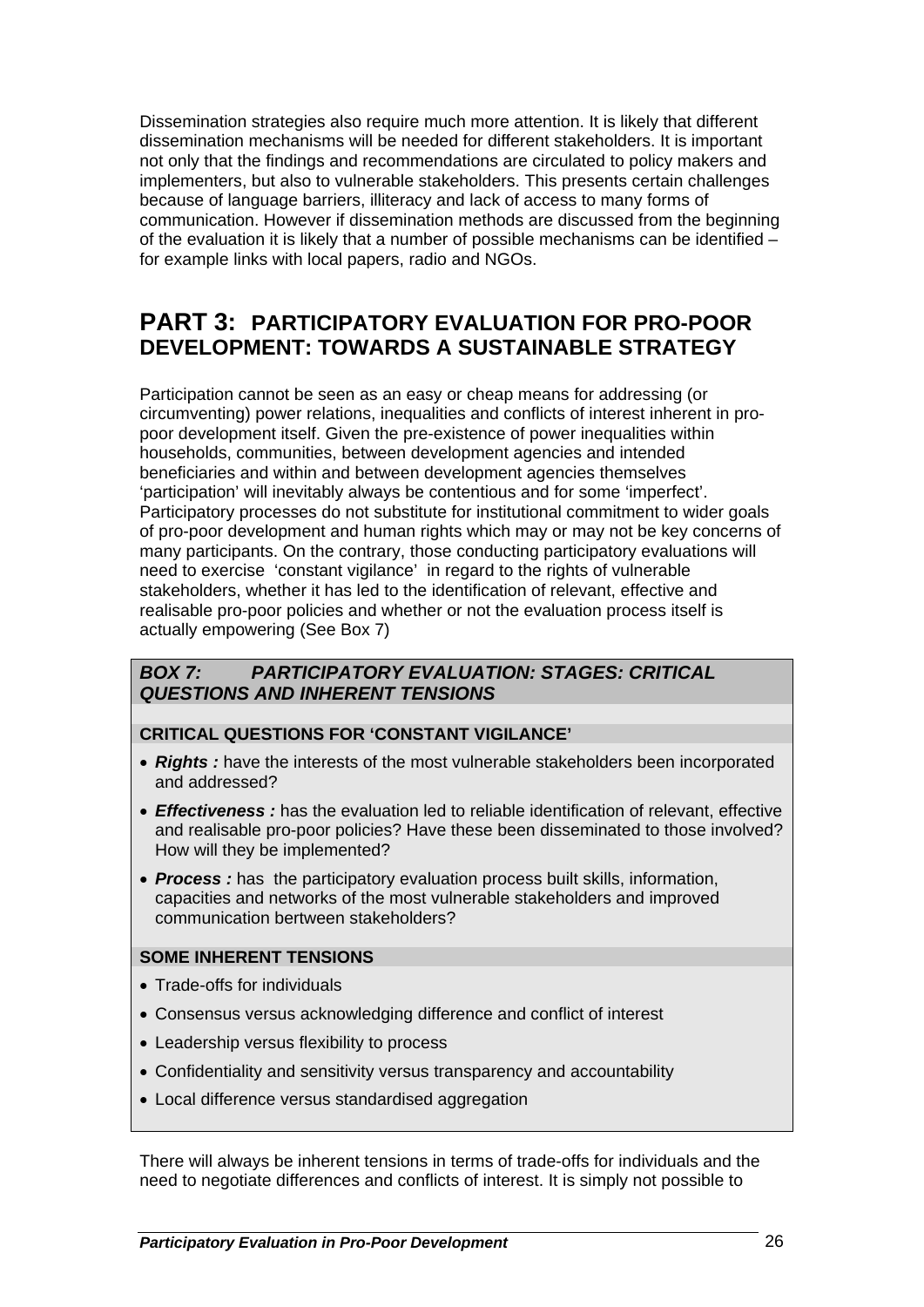Dissemination strategies also require much more attention. It is likely that different dissemination mechanisms will be needed for different stakeholders. It is important not only that the findings and recommendations are circulated to policy makers and implementers, but also to vulnerable stakeholders. This presents certain challenges because of language barriers, illiteracy and lack of access to many forms of communication. However if dissemination methods are discussed from the beginning of the evaluation it is likely that a number of possible mechanisms can be identified – for example links with local papers, radio and NGOs.

# PART 3: PARTICIPATORY EVALUATION FOR PRO-POOR DEVELOPMENT: TOWARDS A SUSTAINABLE STRATEGY

Participation cannot be seen as an easy or cheap means for addressing (or circumventing) power relations, inequalities and conflicts of interest inherent in pro-poor development itself. Given the pre-existence of power inequalities within households, communities, between development agencies and intended beneficiaries and within and between development agencies themselves 'participation' will inevitably always be contentious and for some 'imperfect'. Participatory processes do not substitute for institutional commitment to wider goals of pro-poor development and human rights which may or may not be key concerns of many participants. On the contrary, those conducting participatory evaluations will need to exercise 'constant vigilance' in regard to the rights of vulnerable stakeholders, whether it has led to the identification of relevant, effective and realisable pro-poor policies and whether or not the evaluation process itself is actually empowering (See Box 7)

***BOX 7: PARTICIPATORY EVALUATION: STAGES: CRITICAL QUESTIONS AND INHERENT TENSIONS***

**CRITICAL QUESTIONS FOR 'CONSTANT VIGILANCE'**

- ***Rights :*** have the interests of the most vulnerable stakeholders been incorporated and addressed?
- ***Effectiveness :*** has the evaluation led to reliable identification of relevant, effective and realisable pro-poor policies? Have these been disseminated to those involved? How will they be implemented?
- ***Process :*** has the participatory evaluation process built skills, information, capacities and networks of the most vulnerable stakeholders and improved communication bertween stakeholders?

**SOME INHERENT TENSIONS**

- Trade-offs for individuals
- Consensus versus acknowledging difference and conflict of interest
- Leadership versus flexibility to process
- Confidentiality and sensitivity versus transparency and accountability
- Local difference versus standardised aggregation

There will always be inherent tensions in terms of trade-offs for individuals and the need to negotiate differences and conflicts of interest. It is simply not possible to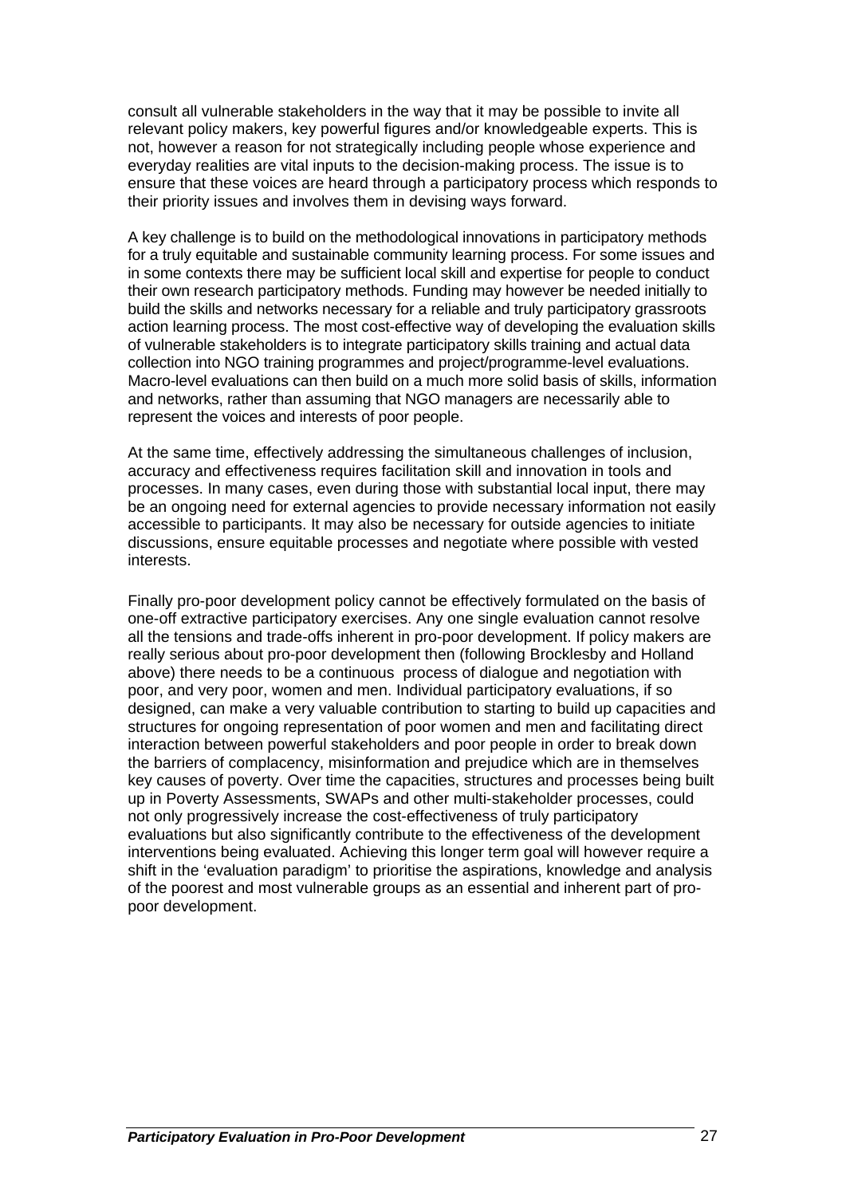consult all vulnerable stakeholders in the way that it may be possible to invite all relevant policy makers, key powerful figures and/or knowledgeable experts. This is not, however a reason for not strategically including people whose experience and everyday realities are vital inputs to the decision-making process. The issue is to ensure that these voices are heard through a participatory process which responds to their priority issues and involves them in devising ways forward.

A key challenge is to build on the methodological innovations in participatory methods for a truly equitable and sustainable community learning process. For some issues and in some contexts there may be sufficient local skill and expertise for people to conduct their own research participatory methods. Funding may however be needed initially to build the skills and networks necessary for a reliable and truly participatory grassroots action learning process. The most cost-effective way of developing the evaluation skills of vulnerable stakeholders is to integrate participatory skills training and actual data collection into NGO training programmes and project/programme-level evaluations. Macro-level evaluations can then build on a much more solid basis of skills, information and networks, rather than assuming that NGO managers are necessarily able to represent the voices and interests of poor people.

At the same time, effectively addressing the simultaneous challenges of inclusion, accuracy and effectiveness requires facilitation skill and innovation in tools and processes. In many cases, even during those with substantial local input, there may be an ongoing need for external agencies to provide necessary information not easily accessible to participants. It may also be necessary for outside agencies to initiate discussions, ensure equitable processes and negotiate where possible with vested interests.

Finally pro-poor development policy cannot be effectively formulated on the basis of one-off extractive participatory exercises. Any one single evaluation cannot resolve all the tensions and trade-offs inherent in pro-poor development. If policy makers are really serious about pro-poor development then (following Brocklesby and Holland above) there needs to be a continuous process of dialogue and negotiation with poor, and very poor, women and men. Individual participatory evaluations, if so designed, can make a very valuable contribution to starting to build up capacities and structures for ongoing representation of poor women and men and facilitating direct interaction between powerful stakeholders and poor people in order to break down the barriers of complacency, misinformation and prejudice which are in themselves key causes of poverty. Over time the capacities, structures and processes being built up in Poverty Assessments, SWAPs and other multi-stakeholder processes, could not only progressively increase the cost-effectiveness of truly participatory evaluations but also significantly contribute to the effectiveness of the development interventions being evaluated. Achieving this longer term goal will however require a shift in the 'evaluation paradigm' to prioritise the aspirations, knowledge and analysis of the poorest and most vulnerable groups as an essential and inherent part of pro-poor development.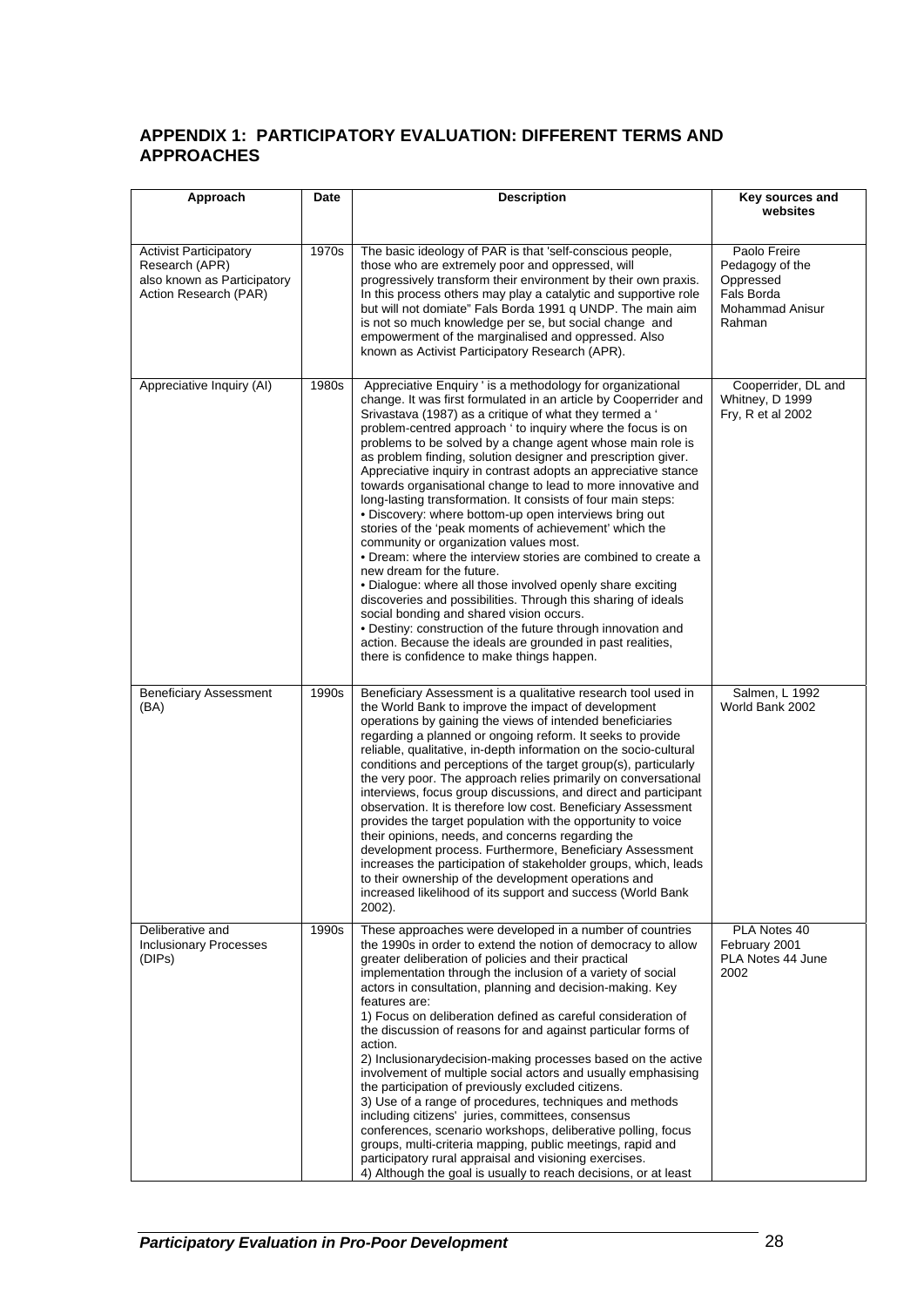## APPENDIX 1: PARTICIPATORY EVALUATION: DIFFERENT TERMS AND APPROACHES

| Approach | Date | Description | Key sources and websites |
|---|---|---|---|
| Activist Participatory Research (APR) also known as Participatory Action Research (PAR) | 1970s | The basic ideology of PAR is that 'self-conscious people, those who are extremely poor and oppressed, will progressively transform their environment by their own praxis. In this process others may play a catalytic and supportive role but will not domiate" Fals Borda 1991 q UNDP. The main aim is not so much knowledge per se, but social change and empowerment of the marginalised and oppressed. Also known as Activist Participatory Research (APR). | Paolo Freire Pedagogy of the Oppressed<br>Fals Borda<br>Mohammad Anisur Rahman |
| Appreciative Inquiry (AI) | 1980s | Appreciative Enquiry ' is a methodology for organizational change. It was first formulated in an article by Cooperrider and Srivastava (1987) as a critique of what they termed a ' problem-centred approach ' to inquiry where the focus is on problems to be solved by a change agent whose main role is as problem finding, solution designer and prescription giver. Appreciative inquiry in contrast adopts an appreciative stance towards organisational change to lead to more innovative and long-lasting transformation. It consists of four main steps:<br>• Discovery: where bottom-up open interviews bring out stories of the 'peak moments of achievement' which the community or organization values most.<br>• Dream: where the interview stories are combined to create a new dream for the future.<br>• Dialogue: where all those involved openly share exciting discoveries and possibilities. Through this sharing of ideals social bonding and shared vision occurs.<br>• Destiny: construction of the future through innovation and action. Because the ideals are grounded in past realities, there is confidence to make things happen. | Cooperrider, DL and Whitney, D 1999<br>Fry, R et al 2002 |
| Beneficiary Assessment (BA) | 1990s | Beneficiary Assessment is a qualitative research tool used in the World Bank to improve the impact of development operations by gaining the views of intended beneficiaries regarding a planned or ongoing reform. It seeks to provide reliable, qualitative, in-depth information on the socio-cultural conditions and perceptions of the target group(s), particularly the very poor. The approach relies primarily on conversational interviews, focus group discussions, and direct and participant observation. It is therefore low cost. Beneficiary Assessment provides the target population with the opportunity to voice their opinions, needs, and concerns regarding the development process. Furthermore, Beneficiary Assessment increases the participation of stakeholder groups, which, leads to their ownership of the development operations and increased likelihood of its support and success (World Bank 2002). | Salmen, L 1992<br>World Bank 2002 |
| Deliberative and Inclusionary Processes (DIPs) | 1990s | These approaches were developed in a number of countries the 1990s in order to extend the notion of democracy to allow greater deliberation of policies and their practical implementation through the inclusion of a variety of social actors in consultation, planning and decision-making. Key features are:<br>1) Focus on deliberation defined as careful consideration of the discussion of reasons for and against particular forms of action.<br>2) Inclusionarydecision-making processes based on the active involvement of multiple social actors and usually emphasising the participation of previously excluded citizens.<br>3) Use of a range of procedures, techniques and methods including citizens' juries, committees, consensus conferences, scenario workshops, deliberative polling, focus groups, multi-criteria mapping, public meetings, rapid and participatory rural appraisal and visioning exercises.<br>4) Although the goal is usually to reach decisions, or at least | PLA Notes 40 February 2001<br>PLA Notes 44 June 2002 |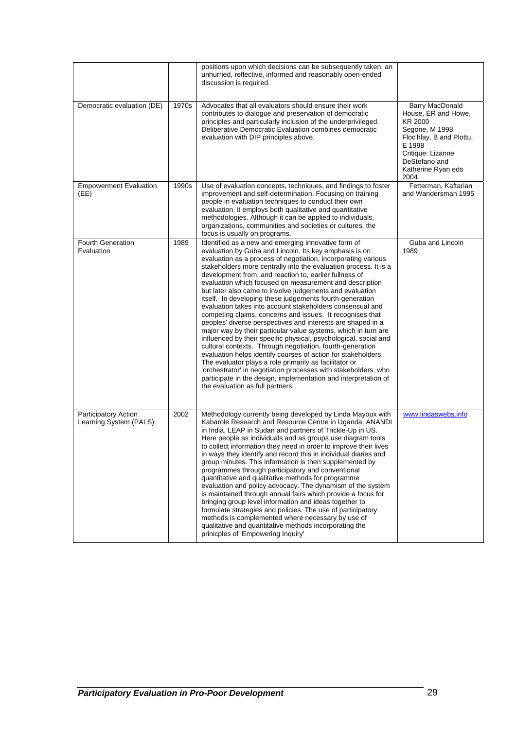| | | | |
|---|---|---|---|
| | | positions upon which decisions can be subsequently taken, an unhurried, reflective, informed and reasonably open-ended discussion is required. | |
| Democratic evaluation (DE) | 1970s | Advocates that all evaluators should ensure their work contributes to dialogue and preservation of democratic principles and particularly inclusion of the underprivileged. Deliberative Democratic Evaluation combines democratic evaluation with DIP principles above. | Barry MacDonald House, ER and Howe, KR 2000 Segone, M 1998 Floc'hlay, B and Plottu, E 1998 Critique: Lizanne DeStefano and Katherine Ryan eds 2004 |
| Empowerment Evaluation (EE) | 1990s | Use of evaluation concepts, techniques, and findings to foster improvement and self-determination. Focusing on training people in evaluation techniques to conduct their own evaluation, it employs both qualitative and quantitative methodologies. Although it can be applied to individuals, organizations, communities and societies or cultures, the focus is usually on programs. | Fetterman, Kaftarian and Wandersman 1995 |
| Fourth Generation Evaluation | 1989 | Identified as a new and emerging innovative form of evaluation by Guba and Lincoln. Its key emphasis is on evaluation as a process of negotiation, incorporating various stakeholders more centrally into the evaluation process. It is a development from, and reaction to, earlier fullness of evaluation which focused on measurement and description but later also came to involve judgements and evaluation itself. In developing these judgements fourth-generation evaluation takes into account stakeholders consensual and competing claims, concerns and issues. It recognises that peoples' diverse perspectives and interests are shaped in a major way by their particular value systems, which in turn are influenced by their specific physical, psychological, social and cultural contexts. Through negotiation, fourth-generation evaluation helps identify courses of action for stakeholders. The evaluator plays a role primarily as facilitator or 'orchestrator' in negotiation processes with stakeholders, who participate in the design, implementation and interpretation of the evaluation as full partners. | Guba and Lincoln 1989 |
| Participatory Action Learning System (PALS) | 2002 | Methodology currently being developed by Linda Mayoux with Kabarole Research and Resource Centre in Uganda, ANANDI in India, LEAP in Sudan and partners of Trickle-Up in US. Here people as individuals and as groups use diagram tools to collect information they need in order to improve their lives in ways they identify and record this in individual diaries and group minutes. This information is then supplemented by programmes through participatory and conventional quantitative and qualitative methods for programme evaluation and policy advocacy. The dynamism of the system is maintained through annual fairs which provide a focus for bringing group level information and ideas together to formulate strategies and policies. The use of participatory methods is complemented where necessary by use of qualitative and quantitative methods incorporating the prinicples of 'Empowering Inquiry' | www.lindaswebs.info |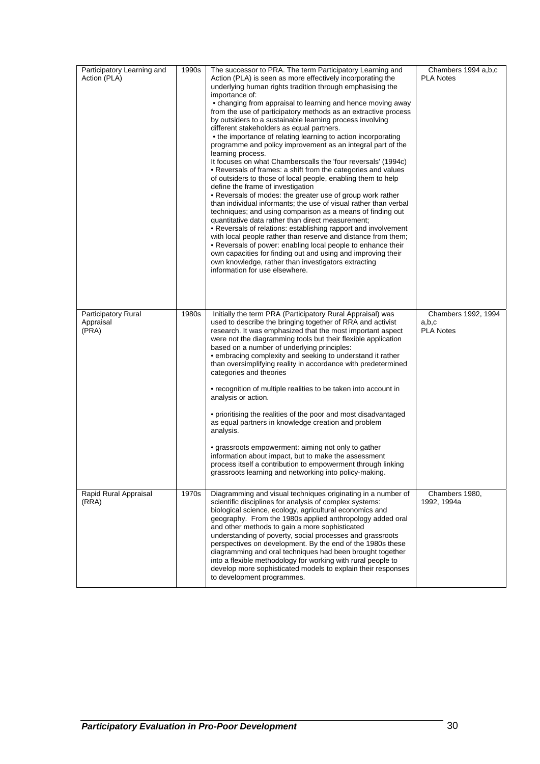| | | | |
|---|---|---|---|
| Participatory Learning and Action (PLA) | 1990s | The successor to PRA. The term Participatory Learning and Action (PLA) is seen as more effectively incorporating the underlying human rights tradition through emphasising the importance of:<br>• changing from appraisal to learning and hence moving away from the use of participatory methods as an extractive process by outsiders to a sustainable learning process involving different stakeholders as equal partners.<br>• the importance of relating learning to action incorporating programme and policy improvement as an integral part of the learning process.<br>It focuses on what Chamberscalls the 'four reversals' (1994c)<br>• Reversals of frames: a shift from the categories and values of outsiders to those of local people, enabling them to help define the frame of investigation<br>• Reversals of modes: the greater use of group work rather than individual informants; the use of visual rather than verbal techniques; and using comparison as a means of finding out quantitative data rather than direct measurement;<br>• Reversals of relations: establishing rapport and involvement with local people rather than reserve and distance from them;<br>• Reversals of power: enabling local people to enhance their own capacities for finding out and using and improving their own knowledge, rather than investigators extracting information for use elsewhere. | Chambers 1994 a,b,c<br>PLA Notes |
| Participatory Rural Appraisal (PRA) | 1980s | Initially the term PRA (Participatory Rural Appraisal) was used to describe the bringing together of RRA and activist research. It was emphasized that the most important aspect were not the diagramming tools but their flexible application based on a number of underlying principles:<br>• embracing complexity and seeking to understand it rather than oversimplifying reality in accordance with predetermined categories and theories<br>• recognition of multiple realities to be taken into account in analysis or action.<br>• prioritising the realities of the poor and most disadvantaged as equal partners in knowledge creation and problem analysis.<br>• grassroots empowerment: aiming not only to gather information about impact, but to make the assessment process itself a contribution to empowerment through linking grassroots learning and networking into policy-making. | Chambers 1992, 1994 a,b,c<br>PLA Notes |
| Rapid Rural Appraisal (RRA) | 1970s | Diagramming and visual techniques originating in a number of scientific disciplines for analysis of complex systems: biological science, ecology, agricultural economics and geography. From the 1980s applied anthropology added oral and other methods to gain a more sophisticated understanding of poverty, social processes and grassroots perspectives on development. By the end of the 1980s these diagramming and oral techniques had been brought together into a flexible methodology for working with rural people to develop more sophisticated models to explain their responses to development programmes. | Chambers 1980, 1992, 1994a |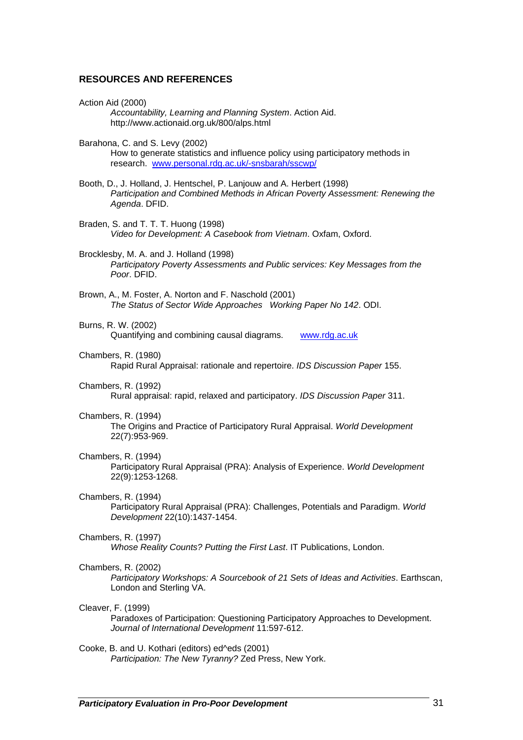## RESOURCES AND REFERENCES

Action Aid (2000)
*Accountability, Learning and Planning System*. Action Aid. http://www.actionaid.org.uk/800/alps.html

Barahona, C. and S. Levy (2002)
How to generate statistics and influence policy using participatory methods in research. www.personal.rdg.ac.uk/-snsbarah/sscwp/

Booth, D., J. Holland, J. Hentschel, P. Lanjouw and A. Herbert (1998)
*Participation and Combined Methods in African Poverty Assessment: Renewing the Agenda*. DFID.

Braden, S. and T. T. T. Huong (1998)
*Video for Development: A Casebook from Vietnam*. Oxfam, Oxford.

Brocklesby, M. A. and J. Holland (1998)
*Participatory Poverty Assessments and Public services: Key Messages from the Poor*. DFID.

Brown, A., M. Foster, A. Norton and F. Naschold (2001)
*The Status of Sector Wide Approaches Working Paper No 142*. ODI.

Burns, R. W. (2002)
Quantifying and combining causal diagrams. www.rdg.ac.uk

Chambers, R. (1980)
Rapid Rural Appraisal: rationale and repertoire. *IDS Discussion Paper* 155.

Chambers, R. (1992)
Rural appraisal: rapid, relaxed and participatory. *IDS Discussion Paper* 311.

Chambers, R. (1994)
The Origins and Practice of Participatory Rural Appraisal. *World Development* 22(7):953-969.

Chambers, R. (1994)
Participatory Rural Appraisal (PRA): Analysis of Experience. *World Development* 22(9):1253-1268.

Chambers, R. (1994)
Participatory Rural Appraisal (PRA): Challenges, Potentials and Paradigm. *World Development* 22(10):1437-1454.

Chambers, R. (1997)
*Whose Reality Counts? Putting the First Last*. IT Publications, London.

Chambers, R. (2002)
*Participatory Workshops: A Sourcebook of 21 Sets of Ideas and Activities*. Earthscan, London and Sterling VA.

Cleaver, F. (1999)
Paradoxes of Participation: Questioning Participatory Approaches to Development. *Journal of International Development* 11:597-612.

Cooke, B. and U. Kothari (editors) ed^eds (2001)
*Participation: The New Tyranny?* Zed Press, New York.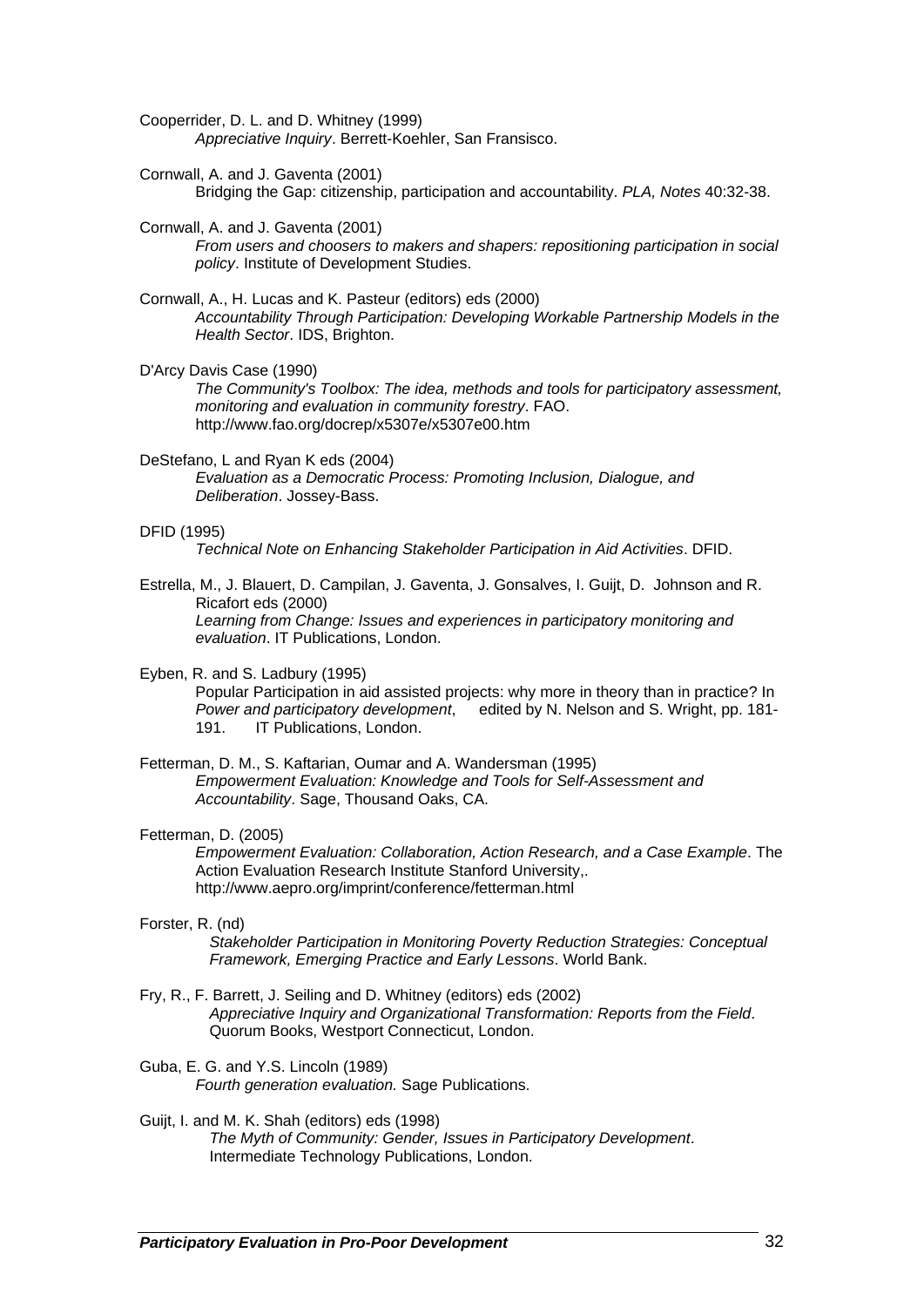Cooperrider, D. L. and D. Whitney (1999)
*Appreciative Inquiry*. Berrett-Koehler, San Fransisco.

Cornwall, A. and J. Gaventa (2001)
Bridging the Gap: citizenship, participation and accountability. *PLA, Notes* 40:32-38.

Cornwall, A. and J. Gaventa (2001)
*From users and choosers to makers and shapers: repositioning participation in social policy*. Institute of Development Studies.

Cornwall, A., H. Lucas and K. Pasteur (editors) eds (2000)
*Accountability Through Participation: Developing Workable Partnership Models in the Health Sector*. IDS, Brighton.

D'Arcy Davis Case (1990)
*The Community's Toolbox: The idea, methods and tools for participatory assessment, monitoring and evaluation in community forestry*. FAO.
http://www.fao.org/docrep/x5307e/x5307e00.htm

DeStefano, L and Ryan K eds (2004)
*Evaluation as a Democratic Process: Promoting Inclusion, Dialogue, and Deliberation*. Jossey-Bass.

DFID (1995)
*Technical Note on Enhancing Stakeholder Participation in Aid Activities*. DFID.

Estrella, M., J. Blauert, D. Campilan, J. Gaventa, J. Gonsalves, I. Guijt, D. Johnson and R. Ricafort eds (2000)
*Learning from Change: Issues and experiences in participatory monitoring and evaluation*. IT Publications, London.

Eyben, R. and S. Ladbury (1995)
Popular Participation in aid assisted projects: why more in theory than in practice? In *Power and participatory development*, edited by N. Nelson and S. Wright, pp. 181-191. IT Publications, London.

Fetterman, D. M., S. Kaftarian, Oumar and A. Wandersman (1995)
*Empowerment Evaluation: Knowledge and Tools for Self-Assessment and Accountability*. Sage, Thousand Oaks, CA.

Fetterman, D. (2005)
*Empowerment Evaluation: Collaboration, Action Research, and a Case Example*. The Action Evaluation Research Institute Stanford University,.
http://www.aepro.org/imprint/conference/fetterman.html

Forster, R. (nd)
*Stakeholder Participation in Monitoring Poverty Reduction Strategies: Conceptual Framework, Emerging Practice and Early Lessons*. World Bank.

Fry, R., F. Barrett, J. Seiling and D. Whitney (editors) eds (2002)
*Appreciative Inquiry and Organizational Transformation: Reports from the Field*. Quorum Books, Westport Connecticut, London.

Guba, E. G. and Y.S. Lincoln (1989)
*Fourth generation evaluation.* Sage Publications.

Guijt, I. and M. K. Shah (editors) eds (1998)
*The Myth of Community: Gender, Issues in Participatory Development*. Intermediate Technology Publications, London.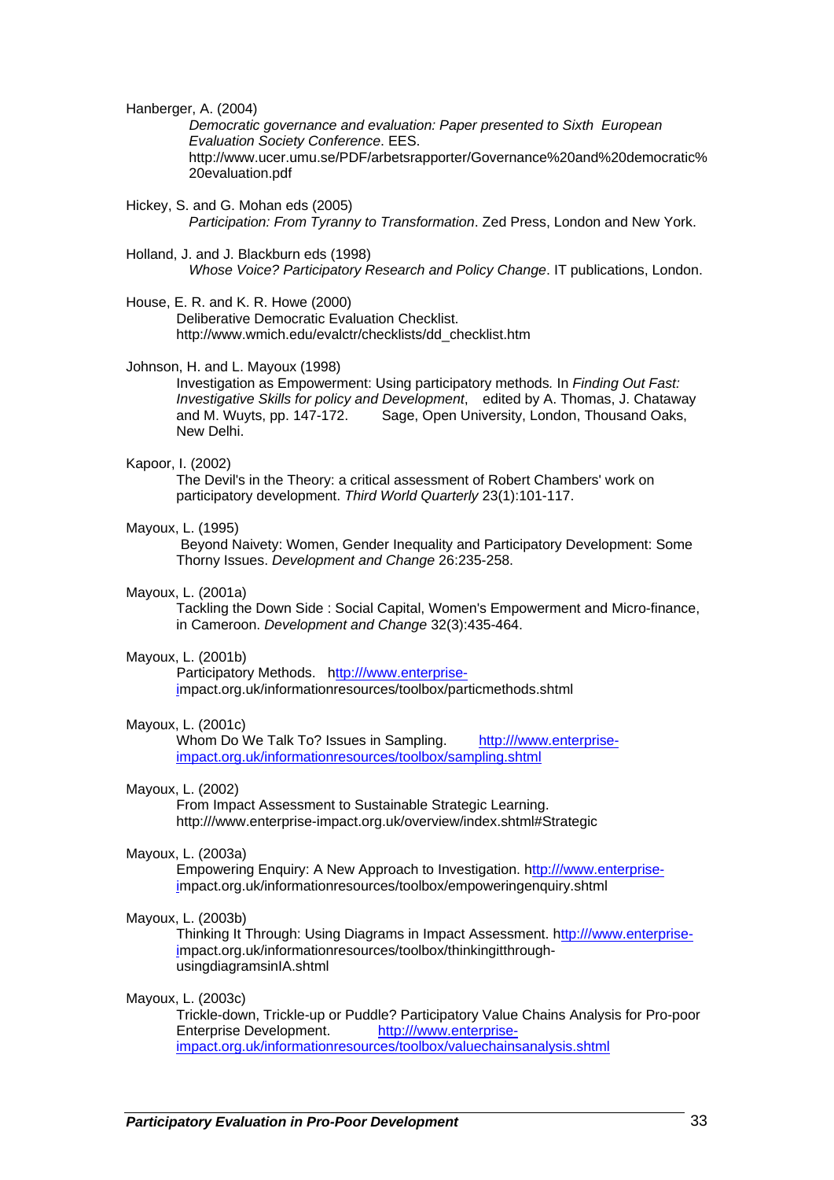Hanberger, A. (2004)
*Democratic governance and evaluation: Paper presented to Sixth European Evaluation Society Conference*. EES. http://www.ucer.umu.se/PDF/arbetsrapporter/Governance%20and%20democratic%20evaluation.pdf

Hickey, S. and G. Mohan eds (2005)
*Participation: From Tyranny to Transformation*. Zed Press, London and New York.

Holland, J. and J. Blackburn eds (1998)
*Whose Voice? Participatory Research and Policy Change*. IT publications, London.

House, E. R. and K. R. Howe (2000)
Deliberative Democratic Evaluation Checklist. http://www.wmich.edu/evalctr/checklists/dd_checklist.htm

Johnson, H. and L. Mayoux (1998)
Investigation as Empowerment: Using participatory methods. In *Finding Out Fast: Investigative Skills for policy and Development*, edited by A. Thomas, J. Chataway and M. Wuyts, pp. 147-172. Sage, Open University, London, Thousand Oaks, New Delhi.

Kapoor, I. (2002)
The Devil's in the Theory: a critical assessment of Robert Chambers' work on participatory development. *Third World Quarterly* 23(1):101-117.

Mayoux, L. (1995)
Beyond Naivety: Women, Gender Inequality and Participatory Development: Some Thorny Issues. *Development and Change* 26:235-258.

Mayoux, L. (2001a)
Tackling the Down Side : Social Capital, Women's Empowerment and Micro-finance, in Cameroon. *Development and Change* 32(3):435-464.

Mayoux, L. (2001b)
Participatory Methods. http:///www.enterprise-impact.org.uk/informationresources/toolbox/particmethods.shtml

Mayoux, L. (2001c)
Whom Do We Talk To? Issues in Sampling. http:///www.enterprise-impact.org.uk/informationresources/toolbox/sampling.shtml

Mayoux, L. (2002)
From Impact Assessment to Sustainable Strategic Learning. http:///www.enterprise-impact.org.uk/overview/index.shtml#Strategic

Mayoux, L. (2003a)
Empowering Enquiry: A New Approach to Investigation. http:///www.enterprise-impact.org.uk/informationresources/toolbox/empoweringenquiry.shtml

Mayoux, L. (2003b)
Thinking It Through: Using Diagrams in Impact Assessment. http:///www.enterprise-impact.org.uk/informationresources/toolbox/thinkingitthrough-usingdiagramsinIA.shtml

Mayoux, L. (2003c)
Trickle-down, Trickle-up or Puddle? Participatory Value Chains Analysis for Pro-poor Enterprise Development. http:///www.enterprise-impact.org.uk/informationresources/toolbox/valuechainsanalysis.shtml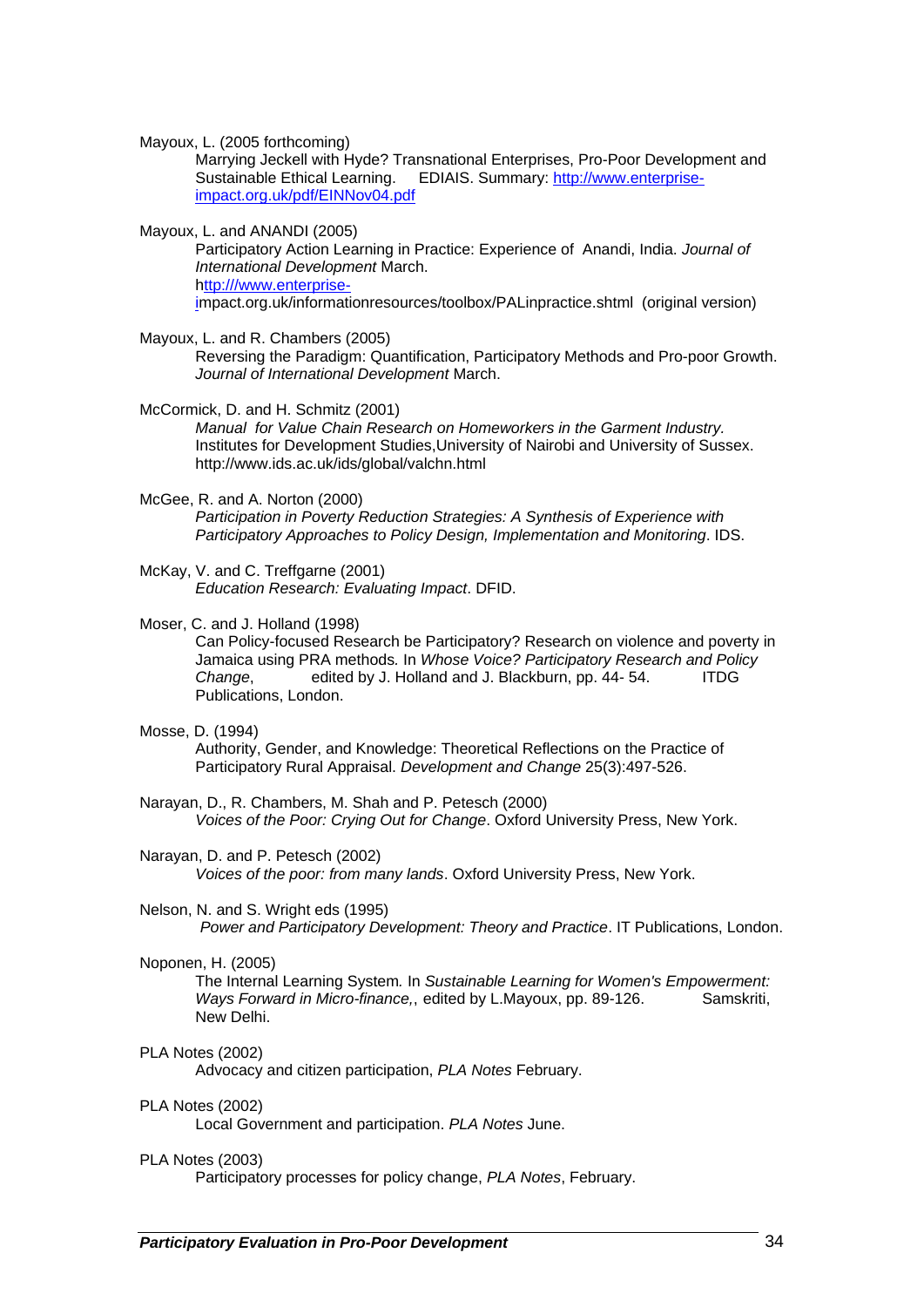Mayoux, L. (2005 forthcoming)
Marrying Jeckell with Hyde? Transnational Enterprises, Pro-Poor Development and Sustainable Ethical Learning. EDIAIS. Summary: http://www.enterprise-impact.org.uk/pdf/EINNov04.pdf

Mayoux, L. and ANANDI (2005)
Participatory Action Learning in Practice: Experience of Anandi, India. *Journal of International Development* March.
http:///www.enterprise-impact.org.uk/informationresources/toolbox/PALinpractice.shtml (original version)

Mayoux, L. and R. Chambers (2005)
Reversing the Paradigm: Quantification, Participatory Methods and Pro-poor Growth. *Journal of International Development* March.

McCormick, D. and H. Schmitz (2001)
*Manual for Value Chain Research on Homeworkers in the Garment Industry.* Institutes for Development Studies,University of Nairobi and University of Sussex. http://www.ids.ac.uk/ids/global/valchn.html

McGee, R. and A. Norton (2000)
*Participation in Poverty Reduction Strategies: A Synthesis of Experience with Participatory Approaches to Policy Design, Implementation and Monitoring*. IDS.

McKay, V. and C. Treffgarne (2001)
*Education Research: Evaluating Impact*. DFID.

Moser, C. and J. Holland (1998)
Can Policy-focused Research be Participatory? Research on violence and poverty in Jamaica using PRA methods. In *Whose Voice? Participatory Research and Policy Change*, edited by J. Holland and J. Blackburn, pp. 44- 54. ITDG Publications, London.

Mosse, D. (1994)
Authority, Gender, and Knowledge: Theoretical Reflections on the Practice of Participatory Rural Appraisal. *Development and Change* 25(3):497-526.

Narayan, D., R. Chambers, M. Shah and P. Petesch (2000)
*Voices of the Poor: Crying Out for Change*. Oxford University Press, New York.

Narayan, D. and P. Petesch (2002)
*Voices of the poor: from many lands*. Oxford University Press, New York.

Nelson, N. and S. Wright eds (1995)
*Power and Participatory Development: Theory and Practice*. IT Publications, London.

Noponen, H. (2005)
The Internal Learning System. In *Sustainable Learning for Women's Empowerment: Ways Forward in Micro-finance,*, edited by L.Mayoux, pp. 89-126. Samskriti, New Delhi.

PLA Notes (2002)
Advocacy and citizen participation, *PLA Notes* February.

PLA Notes (2002)
Local Government and participation. *PLA Notes* June.

PLA Notes (2003)
Participatory processes for policy change, *PLA Notes*, February.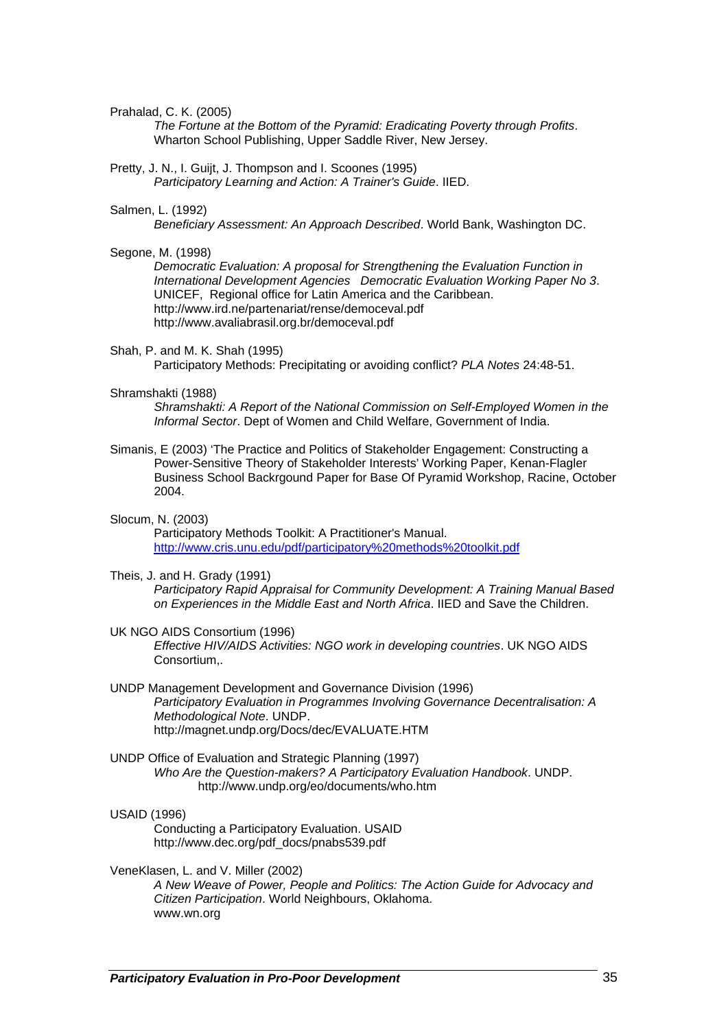Prahalad, C. K. (2005)
*The Fortune at the Bottom of the Pyramid: Eradicating Poverty through Profits*. Wharton School Publishing, Upper Saddle River, New Jersey.

Pretty, J. N., I. Guijt, J. Thompson and I. Scoones (1995)
*Participatory Learning and Action: A Trainer's Guide*. IIED.

Salmen, L. (1992)
*Beneficiary Assessment: An Approach Described*. World Bank, Washington DC.

Segone, M. (1998)
*Democratic Evaluation: A proposal for Strengthening the Evaluation Function in International Development Agencies Democratic Evaluation Working Paper No 3*. UNICEF, Regional office for Latin America and the Caribbean.
http://www.ird.ne/partenariat/rense/democeval.pdf
http://www.avaliabrasil.org.br/democeval.pdf

Shah, P. and M. K. Shah (1995)
Participatory Methods: Precipitating or avoiding conflict? *PLA Notes* 24:48-51.

Shramshakti (1988)
*Shramshakti: A Report of the National Commission on Self-Employed Women in the Informal Sector*. Dept of Women and Child Welfare, Government of India.

Simanis, E (2003) 'The Practice and Politics of Stakeholder Engagement: Constructing a Power-Sensitive Theory of Stakeholder Interests' Working Paper, Kenan-Flagler Business School Backrgound Paper for Base Of Pyramid Workshop, Racine, October 2004.

Slocum, N. (2003)
Participatory Methods Toolkit: A Practitioner's Manual.
http://www.cris.unu.edu/pdf/participatory%20methods%20toolkit.pdf

Theis, J. and H. Grady (1991)
*Participatory Rapid Appraisal for Community Development: A Training Manual Based on Experiences in the Middle East and North Africa*. IIED and Save the Children.

UK NGO AIDS Consortium (1996)
*Effective HIV/AIDS Activities: NGO work in developing countries*. UK NGO AIDS Consortium,.

UNDP Management Development and Governance Division (1996)
*Participatory Evaluation in Programmes Involving Governance Decentralisation: A Methodological Note*. UNDP.
http://magnet.undp.org/Docs/dec/EVALUATE.HTM

UNDP Office of Evaluation and Strategic Planning (1997)
*Who Are the Question-makers? A Participatory Evaluation Handbook*. UNDP.
http://www.undp.org/eo/documents/who.htm

USAID (1996)
Conducting a Participatory Evaluation. USAID
http://www.dec.org/pdf_docs/pnabs539.pdf

VeneKlasen, L. and V. Miller (2002)
*A New Weave of Power, People and Politics: The Action Guide for Advocacy and Citizen Participation*. World Neighbours, Oklahoma.
www.wn.org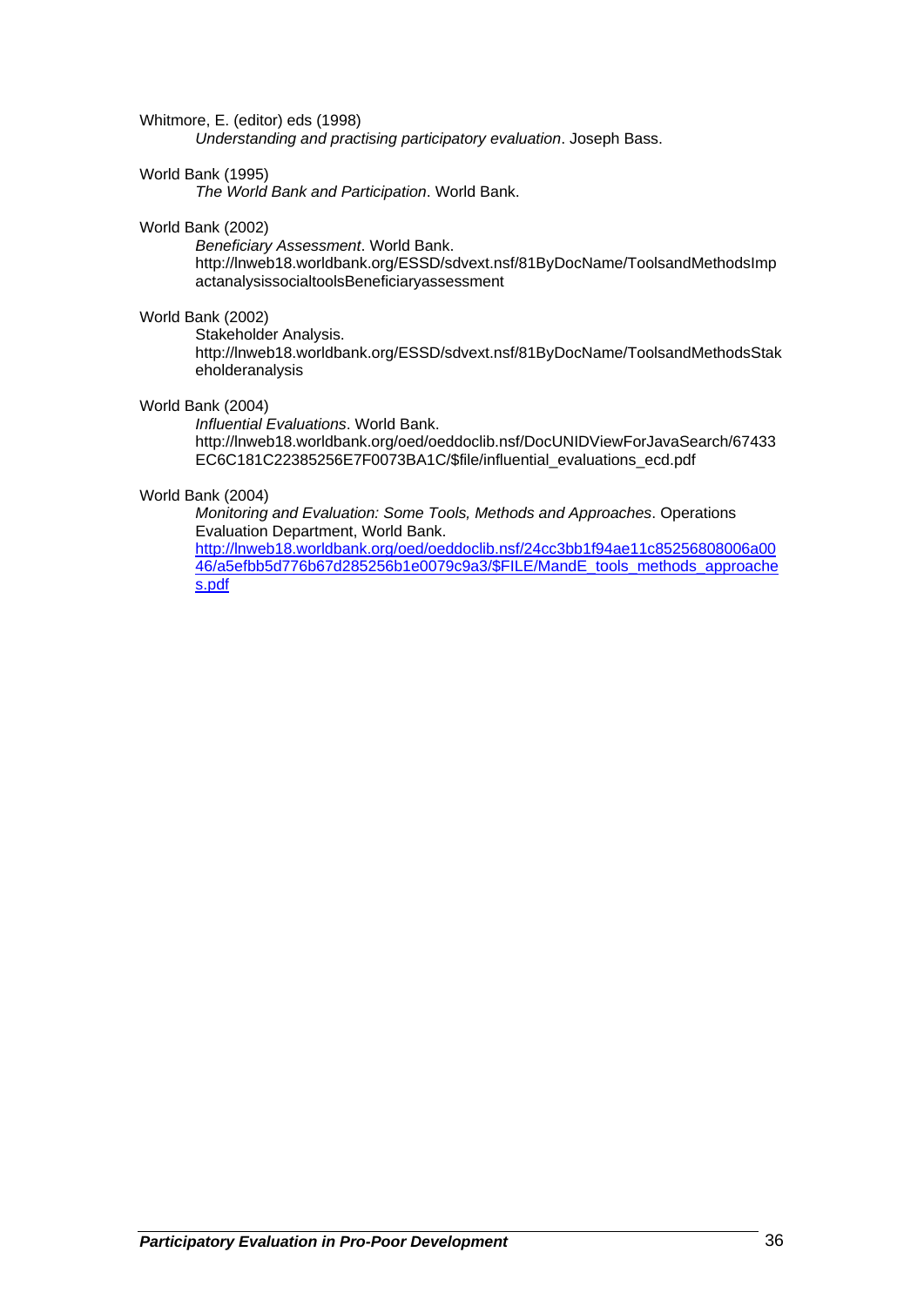Whitmore, E. (editor) eds (1998)
*Understanding and practising participatory evaluation*. Joseph Bass.

World Bank (1995)
*The World Bank and Participation*. World Bank.

World Bank (2002)
*Beneficiary Assessment*. World Bank.
http://lnweb18.worldbank.org/ESSD/sdvext.nsf/81ByDocName/ToolsandMethodsImpactanalysissocialtoolsBeneficiaryassessment

World Bank (2002)
Stakeholder Analysis.
http://lnweb18.worldbank.org/ESSD/sdvext.nsf/81ByDocName/ToolsandMethodsStakeholderanalysis

World Bank (2004)
*Influential Evaluations*. World Bank.
http://lnweb18.worldbank.org/oed/oeddoclib.nsf/DocUNIDViewForJavaSearch/67433EC6C181C22385256E7F0073BA1C/$file/influential_evaluations_ecd.pdf

World Bank (2004)
*Monitoring and Evaluation: Some Tools, Methods and Approaches*. Operations Evaluation Department, World Bank.
http://lnweb18.worldbank.org/oed/oeddoclib.nsf/24cc3bb1f94ae11c85256808006a0046/a5efbb5d776b67d285256b1e0079c9a3/$FILE/MandE_tools_methods_approaches.pdf